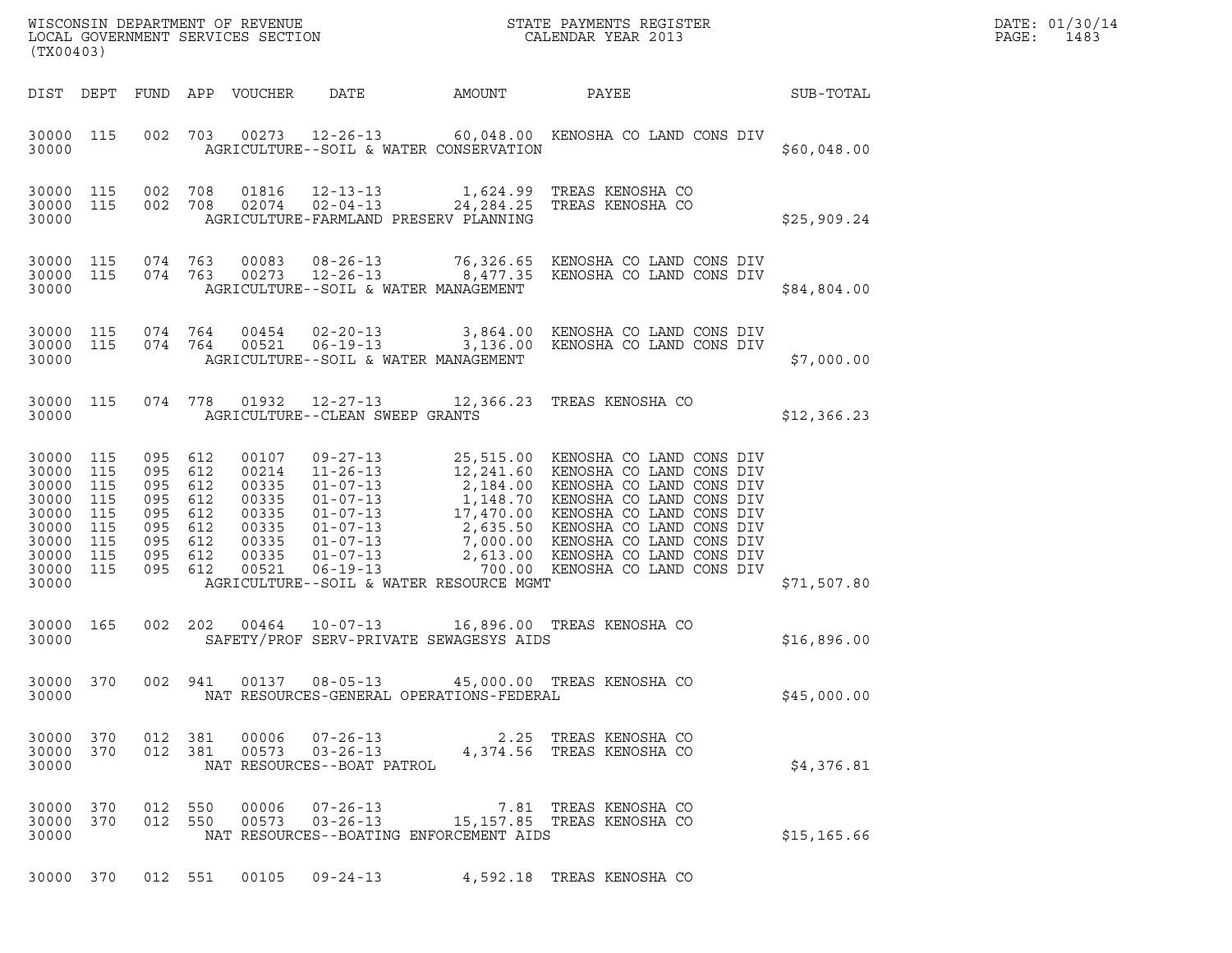WISCONSIN DEPARTMENT OF REVENUE
LOCAL GOVERNMENT SERVICES SECTION
(TX00403)

STATE PAYMENTS REGISTER
CALENDAR YEAR 2013

DATE: 01/30/14
PAGE: 1483

| DIST | DEPT | FUND | APP | VOUCHER | DATE | AMOUNT | PAYEE | SUB-TOTAL |
|---|---|---|---|---|---|---|---|---|
| 30000 | 115 | 002 | 703 | 00273 | 12-26-13 | 60,048.00 | KENOSHA CO LAND CONS DIV | |
| 30000 | | | | | AGRICULTURE--SOIL & WATER CONSERVATION | | | $60,048.00 |
| 30000 | 115 | 002 | 708 | 01816 | 12-13-13 | 1,624.99 | TREAS KENOSHA CO | |
| 30000 | 115 | 002 | 708 | 02074 | 02-04-13 | 24,284.25 | TREAS KENOSHA CO | |
| 30000 | | | | | AGRICULTURE-FARMLAND PRESERV PLANNING | | | $25,909.24 |
| 30000 | 115 | 074 | 763 | 00083 | 08-26-13 | 76,326.65 | KENOSHA CO LAND CONS DIV | |
| 30000 | 115 | 074 | 763 | 00273 | 12-26-13 | 8,477.35 | KENOSHA CO LAND CONS DIV | |
| 30000 | | | | | AGRICULTURE--SOIL & WATER MANAGEMENT | | | $84,804.00 |
| 30000 | 115 | 074 | 764 | 00454 | 02-20-13 | 3,864.00 | KENOSHA CO LAND CONS DIV | |
| 30000 | 115 | 074 | 764 | 00521 | 06-19-13 | 3,136.00 | KENOSHA CO LAND CONS DIV | |
| 30000 | | | | | AGRICULTURE--SOIL & WATER MANAGEMENT | | | $7,000.00 |
| 30000 | 115 | 074 | 778 | 01932 | 12-27-13 | 12,366.23 | TREAS KENOSHA CO | |
| 30000 | | | | | AGRICULTURE--CLEAN SWEEP GRANTS | | | $12,366.23 |
| 30000 | 115 | 095 | 612 | 00107 | 09-27-13 | 25,515.00 | KENOSHA CO LAND CONS DIV | |
| 30000 | 115 | 095 | 612 | 00214 | 11-26-13 | 12,241.60 | KENOSHA CO LAND CONS DIV | |
| 30000 | 115 | 095 | 612 | 00335 | 01-07-13 | 2,184.00 | KENOSHA CO LAND CONS DIV | |
| 30000 | 115 | 095 | 612 | 00335 | 01-07-13 | 1,148.70 | KENOSHA CO LAND CONS DIV | |
| 30000 | 115 | 095 | 612 | 00335 | 01-07-13 | 17,470.00 | KENOSHA CO LAND CONS DIV | |
| 30000 | 115 | 095 | 612 | 00335 | 01-07-13 | 2,635.50 | KENOSHA CO LAND CONS DIV | |
| 30000 | 115 | 095 | 612 | 00335 | 01-07-13 | 7,000.00 | KENOSHA CO LAND CONS DIV | |
| 30000 | 115 | 095 | 612 | 00335 | 01-07-13 | 2,613.00 | KENOSHA CO LAND CONS DIV | |
| 30000 | 115 | 095 | 612 | 00521 | 06-19-13 | 700.00 | KENOSHA CO LAND CONS DIV | |
| 30000 | | | | | AGRICULTURE--SOIL & WATER RESOURCE MGMT | | | $71,507.80 |
| 30000 | 165 | 002 | 202 | 00464 | 10-07-13 | 16,896.00 | TREAS KENOSHA CO | |
| 30000 | | | | | SAFETY/PROF SERV-PRIVATE SEWAGESYS AIDS | | | $16,896.00 |
| 30000 | 370 | 002 | 941 | 00137 | 08-05-13 | 45,000.00 | TREAS KENOSHA CO | |
| 30000 | | | | | NAT RESOURCES-GENERAL OPERATIONS-FEDERAL | | | $45,000.00 |
| 30000 | 370 | 012 | 381 | 00006 | 07-26-13 | 2.25 | TREAS KENOSHA CO | |
| 30000 | 370 | 012 | 381 | 00573 | 03-26-13 | 4,374.56 | TREAS KENOSHA CO | |
| 30000 | | | | | NAT RESOURCES--BOAT PATROL | | | $4,376.81 |
| 30000 | 370 | 012 | 550 | 00006 | 07-26-13 | 7.81 | TREAS KENOSHA CO | |
| 30000 | 370 | 012 | 550 | 00573 | 03-26-13 | 15,157.85 | TREAS KENOSHA CO | |
| 30000 | | | | | NAT RESOURCES--BOATING ENFORCEMENT AIDS | | | $15,165.66 |
| 30000 | 370 | 012 | 551 | 00105 | 09-24-13 | 4,592.18 | TREAS KENOSHA CO | |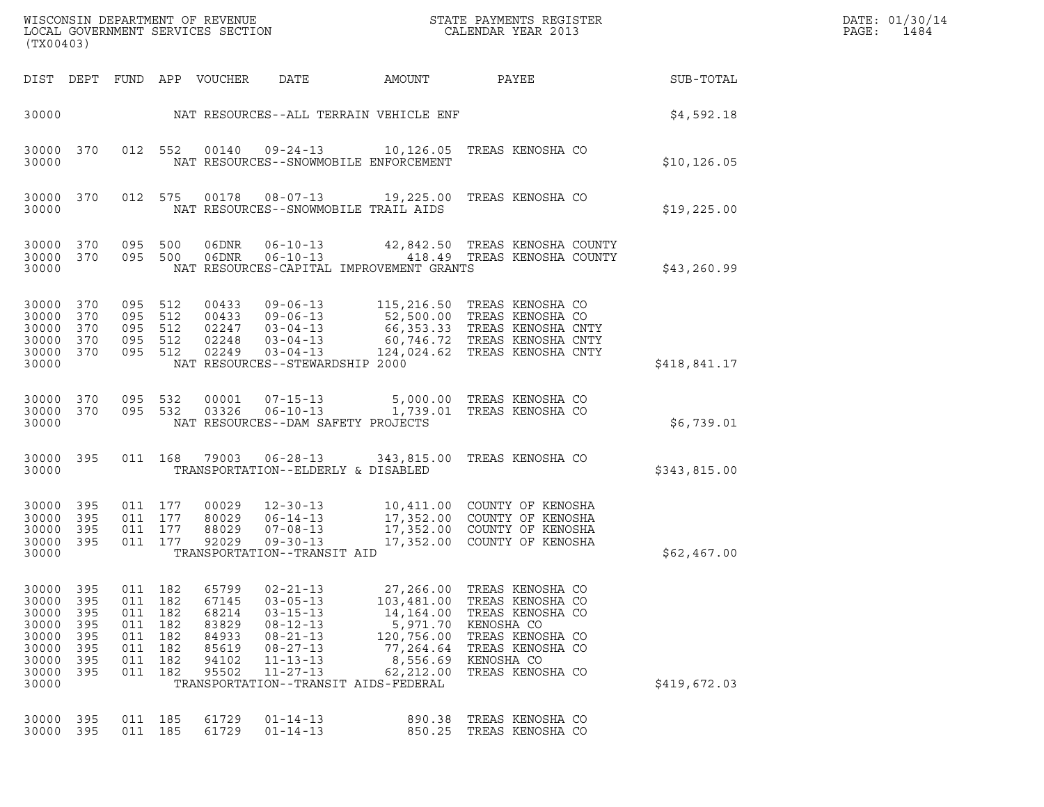WISCONSIN DEPARTMENT OF REVENUE
LOCAL GOVERNMENT SERVICES SECTION
(TX00403)

STATE PAYMENTS REGISTER
CALENDAR YEAR 2013

DATE: 01/30/14
PAGE: 1484

| DIST | DEPT | FUND | APP | VOUCHER | DATE | AMOUNT | PAYEE | SUB-TOTAL |
|---|---|---|---|---|---|---|---|---|
| 30000 | | | | | NAT RESOURCES--ALL TERRAIN VEHICLE ENF | | | $4,592.18 |
| 30000 | 370 | 012 | 552 | 00140 | 09-24-13 | 10,126.05 | TREAS KENOSHA CO | |
| 30000 | | | | | NAT RESOURCES--SNOWMOBILE ENFORCEMENT | | | $10,126.05 |
| 30000 | 370 | 012 | 575 | 00178 | 08-07-13 | 19,225.00 | TREAS KENOSHA CO | |
| 30000 | | | | | NAT RESOURCES--SNOWMOBILE TRAIL AIDS | | | $19,225.00 |
| 30000 | 370 | 095 | 500 | 06DNR | 06-10-13 | 42,842.50 | TREAS KENOSHA COUNTY | |
| 30000 | 370 | 095 | 500 | 06DNR | 06-10-13 | 418.49 | TREAS KENOSHA COUNTY | |
| 30000 | | | | | NAT RESOURCES-CAPITAL IMPROVEMENT GRANTS | | | $43,260.99 |
| 30000 | 370 | 095 | 512 | 00433 | 09-06-13 | 115,216.50 | TREAS KENOSHA CO | |
| 30000 | 370 | 095 | 512 | 00433 | 09-06-13 | 52,500.00 | TREAS KENOSHA CO | |
| 30000 | 370 | 095 | 512 | 02247 | 03-04-13 | 66,353.33 | TREAS KENOSHA CNTY | |
| 30000 | 370 | 095 | 512 | 02248 | 03-04-13 | 60,746.72 | TREAS KENOSHA CNTY | |
| 30000 | 370 | 095 | 512 | 02249 | 03-04-13 | 124,024.62 | TREAS KENOSHA CNTY | |
| 30000 | | | | | NAT RESOURCES--STEWARDSHIP 2000 | | | $418,841.17 |
| 30000 | 370 | 095 | 532 | 00001 | 07-15-13 | 5,000.00 | TREAS KENOSHA CO | |
| 30000 | 370 | 095 | 532 | 03326 | 06-10-13 | 1,739.01 | TREAS KENOSHA CO | |
| 30000 | | | | | NAT RESOURCES--DAM SAFETY PROJECTS | | | $6,739.01 |
| 30000 | 395 | 011 | 168 | 79003 | 06-28-13 | 343,815.00 | TREAS KENOSHA CO | |
| 30000 | | | | | TRANSPORTATION--ELDERLY & DISABLED | | | $343,815.00 |
| 30000 | 395 | 011 | 177 | 00029 | 12-30-13 | 10,411.00 | COUNTY OF KENOSHA | |
| 30000 | 395 | 011 | 177 | 80029 | 06-14-13 | 17,352.00 | COUNTY OF KENOSHA | |
| 30000 | 395 | 011 | 177 | 88029 | 07-08-13 | 17,352.00 | COUNTY OF KENOSHA | |
| 30000 | 395 | 011 | 177 | 92029 | 09-30-13 | 17,352.00 | COUNTY OF KENOSHA | |
| 30000 | | | | | TRANSPORTATION--TRANSIT AID | | | $62,467.00 |
| 30000 | 395 | 011 | 182 | 65799 | 02-21-13 | 27,266.00 | TREAS KENOSHA CO | |
| 30000 | 395 | 011 | 182 | 67145 | 03-05-13 | 103,481.00 | TREAS KENOSHA CO | |
| 30000 | 395 | 011 | 182 | 68214 | 03-15-13 | 14,164.00 | TREAS KENOSHA CO | |
| 30000 | 395 | 011 | 182 | 83829 | 08-12-13 | 5,971.70 | KENOSHA CO | |
| 30000 | 395 | 011 | 182 | 84933 | 08-21-13 | 120,756.00 | TREAS KENOSHA CO | |
| 30000 | 395 | 011 | 182 | 85619 | 08-27-13 | 77,264.64 | TREAS KENOSHA CO | |
| 30000 | 395 | 011 | 182 | 94102 | 11-13-13 | 8,556.69 | KENOSHA CO | |
| 30000 | 395 | 011 | 182 | 95502 | 11-27-13 | 62,212.00 | TREAS KENOSHA CO | |
| 30000 | | | | | TRANSPORTATION--TRANSIT AIDS-FEDERAL | | | $419,672.03 |
| 30000 | 395 | 011 | 185 | 61729 | 01-14-13 | 890.38 | TREAS KENOSHA CO | |
| 30000 | 395 | 011 | 185 | 61729 | 01-14-13 | 850.25 | TREAS KENOSHA CO | |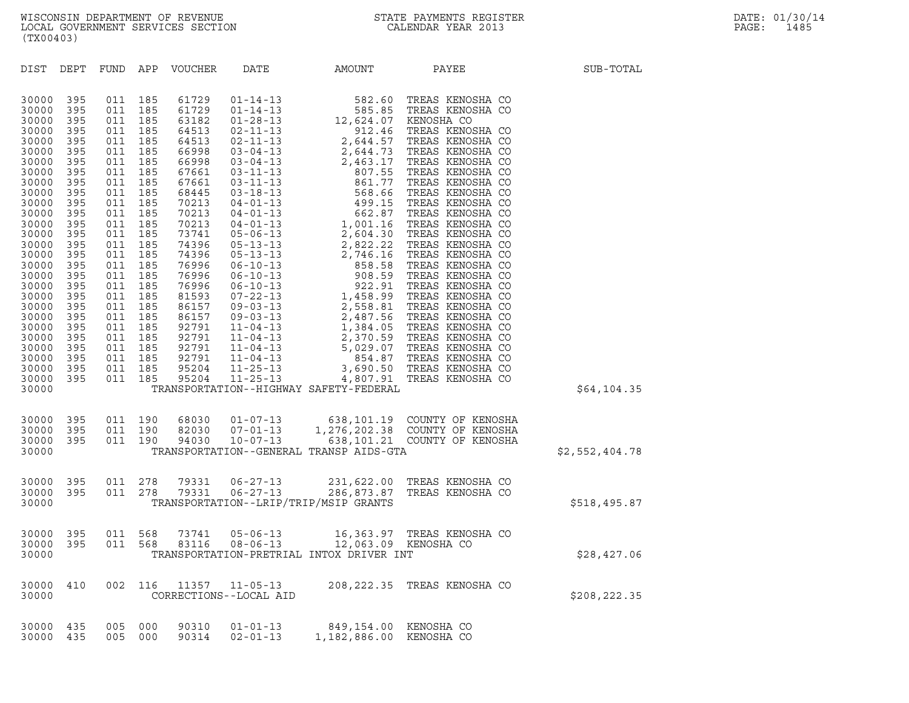WISCONSIN DEPARTMENT OF REVENUE
LOCAL GOVERNMENT SERVICES SECTION
(TX00403)

STATE PAYMENTS REGISTER
CALENDAR YEAR 2013

DATE: 01/30/14
PAGE: 1485

| DIST | DEPT | FUND | APP | VOUCHER | DATE | AMOUNT | PAYEE | SUB-TOTAL |
|---|---|---|---|---|---|---|---|---|
| 30000 | 395 | 011 | 185 | 61729 | 01-14-13 | 582.60 | TREAS KENOSHA CO | |
| 30000 | 395 | 011 | 185 | 61729 | 01-14-13 | 585.85 | TREAS KENOSHA CO | |
| 30000 | 395 | 011 | 185 | 63182 | 01-28-13 | 12,624.07 | KENOSHA CO | |
| 30000 | 395 | 011 | 185 | 64513 | 02-11-13 | 912.46 | TREAS KENOSHA CO | |
| 30000 | 395 | 011 | 185 | 64513 | 02-11-13 | 2,644.57 | TREAS KENOSHA CO | |
| 30000 | 395 | 011 | 185 | 66998 | 03-04-13 | 2,644.73 | TREAS KENOSHA CO | |
| 30000 | 395 | 011 | 185 | 66998 | 03-04-13 | 2,463.17 | TREAS KENOSHA CO | |
| 30000 | 395 | 011 | 185 | 67661 | 03-11-13 | 807.55 | TREAS KENOSHA CO | |
| 30000 | 395 | 011 | 185 | 67661 | 03-11-13 | 861.77 | TREAS KENOSHA CO | |
| 30000 | 395 | 011 | 185 | 68445 | 03-18-13 | 568.66 | TREAS KENOSHA CO | |
| 30000 | 395 | 011 | 185 | 70213 | 04-01-13 | 499.15 | TREAS KENOSHA CO | |
| 30000 | 395 | 011 | 185 | 70213 | 04-01-13 | 662.87 | TREAS KENOSHA CO | |
| 30000 | 395 | 011 | 185 | 70213 | 04-01-13 | 1,001.16 | TREAS KENOSHA CO | |
| 30000 | 395 | 011 | 185 | 73741 | 05-06-13 | 2,604.30 | TREAS KENOSHA CO | |
| 30000 | 395 | 011 | 185 | 74396 | 05-13-13 | 2,822.22 | TREAS KENOSHA CO | |
| 30000 | 395 | 011 | 185 | 74396 | 05-13-13 | 2,746.16 | TREAS KENOSHA CO | |
| 30000 | 395 | 011 | 185 | 76996 | 06-10-13 | 858.58 | TREAS KENOSHA CO | |
| 30000 | 395 | 011 | 185 | 76996 | 06-10-13 | 908.59 | TREAS KENOSHA CO | |
| 30000 | 395 | 011 | 185 | 76996 | 06-10-13 | 922.91 | TREAS KENOSHA CO | |
| 30000 | 395 | 011 | 185 | 81593 | 07-22-13 | 1,458.99 | TREAS KENOSHA CO | |
| 30000 | 395 | 011 | 185 | 86157 | 09-03-13 | 2,558.81 | TREAS KENOSHA CO | |
| 30000 | 395 | 011 | 185 | 86157 | 09-03-13 | 2,487.56 | TREAS KENOSHA CO | |
| 30000 | 395 | 011 | 185 | 92791 | 11-04-13 | 1,384.05 | TREAS KENOSHA CO | |
| 30000 | 395 | 011 | 185 | 92791 | 11-04-13 | 2,370.59 | TREAS KENOSHA CO | |
| 30000 | 395 | 011 | 185 | 92791 | 11-04-13 | 5,029.07 | TREAS KENOSHA CO | |
| 30000 | 395 | 011 | 185 | 92791 | 11-04-13 | 854.87 | TREAS KENOSHA CO | |
| 30000 | 395 | 011 | 185 | 95204 | 11-25-13 | 3,690.50 | TREAS KENOSHA CO | |
| 30000 | 395 | 011 | 185 | 95204 | 11-25-13 | 4,807.91 | TREAS KENOSHA CO | |
| 30000 | | | | | TRANSPORTATION--HIGHWAY SAFETY-FEDERAL | | | $64,104.35 |
| 30000 | 395 | 011 | 190 | 68030 | 01-07-13 | 638,101.19 | COUNTY OF KENOSHA | |
| 30000 | 395 | 011 | 190 | 82030 | 07-01-13 | 1,276,202.38 | COUNTY OF KENOSHA | |
| 30000 | 395 | 011 | 190 | 94030 | 10-07-13 | 638,101.21 | COUNTY OF KENOSHA | |
| 30000 | | | | | TRANSPORTATION--GENERAL TRANSP AIDS-GTA | | | $2,552,404.78 |
| 30000 | 395 | 011 | 278 | 79331 | 06-27-13 | 231,622.00 | TREAS KENOSHA CO | |
| 30000 | 395 | 011 | 278 | 79331 | 06-27-13 | 286,873.87 | TREAS KENOSHA CO | |
| 30000 | | | | | TRANSPORTATION--LRIP/TRIP/MSIP GRANTS | | | $518,495.87 |
| 30000 | 395 | 011 | 568 | 73741 | 05-06-13 | 16,363.97 | TREAS KENOSHA CO | |
| 30000 | 395 | 011 | 568 | 83116 | 08-06-13 | 12,063.09 | KENOSHA CO | |
| 30000 | | | | | TRANSPORTATION-PRETRIAL INTOX DRIVER INT | | | $28,427.06 |
| 30000 | 410 | 002 | 116 | 11357 | 11-05-13 | 208,222.35 | TREAS KENOSHA CO | |
| 30000 | | | | | CORRECTIONS--LOCAL AID | | | $208,222.35 |
| 30000 | 435 | 005 | 000 | 90310 | 01-01-13 | 849,154.00 | KENOSHA CO | |
| 30000 | 435 | 005 | 000 | 90314 | 02-01-13 | 1,182,886.00 | KENOSHA CO | |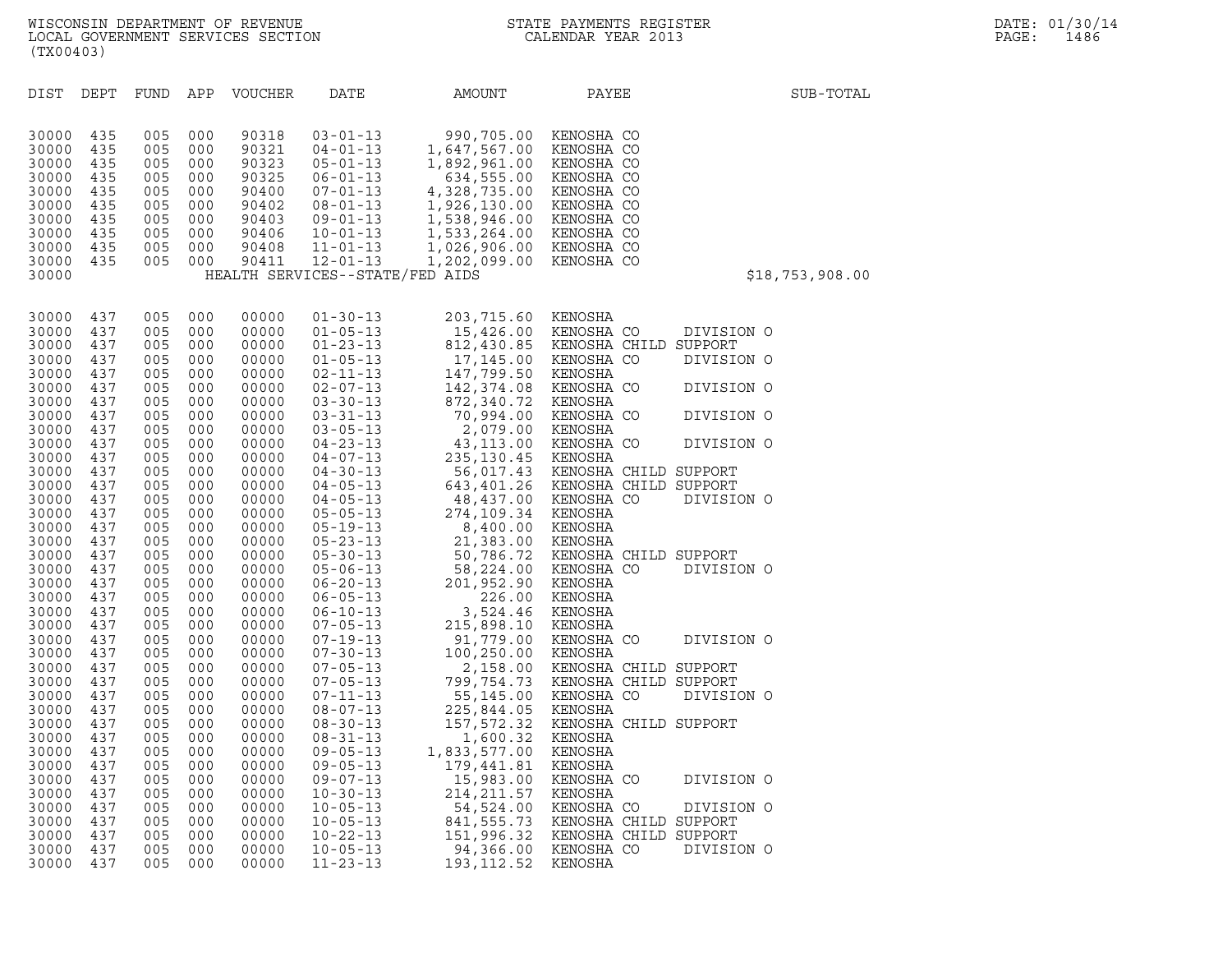WISCONSIN DEPARTMENT OF REVENUE
LOCAL GOVERNMENT SERVICES SECTION
(TX00403)

STATE PAYMENTS REGISTER
CALENDAR YEAR 2013

DATE: 01/30/14

| DIST | DEPT | FUND | APP | VOUCHER | DATE | AMOUNT | PAYEE | SUB-TOTAL |
|---|---|---|---|---|---|---|---|---|
| 30000 | 435 | 005 | 000 | 90318 | 03-01-13 | 990,705.00 | KENOSHA CO | |
| 30000 | 435 | 005 | 000 | 90321 | 04-01-13 | 1,647,567.00 | KENOSHA CO | |
| 30000 | 435 | 005 | 000 | 90323 | 05-01-13 | 1,892,961.00 | KENOSHA CO | |
| 30000 | 435 | 005 | 000 | 90325 | 06-01-13 | 634,555.00 | KENOSHA CO | |
| 30000 | 435 | 005 | 000 | 90400 | 07-01-13 | 4,328,735.00 | KENOSHA CO | |
| 30000 | 435 | 005 | 000 | 90402 | 08-01-13 | 1,926,130.00 | KENOSHA CO | |
| 30000 | 435 | 005 | 000 | 90403 | 09-01-13 | 1,538,946.00 | KENOSHA CO | |
| 30000 | 435 | 005 | 000 | 90406 | 10-01-13 | 1,533,264.00 | KENOSHA CO | |
| 30000 | 435 | 005 | 000 | 90408 | 11-01-13 | 1,026,906.00 | KENOSHA CO | |
| 30000 | 435 | 005 | 000 | 90411 | 12-01-13 | 1,202,099.00 | KENOSHA CO | |
| 30000 | | | | | HEALTH SERVICES--STATE/FED AIDS | | | $18,753,908.00 |
| 30000 | 437 | 005 | 000 | 00000 | 01-30-13 | 203,715.60 | KENOSHA | |
| 30000 | 437 | 005 | 000 | 00000 | 01-05-13 | 15,426.00 | KENOSHA CO DIVISION O | |
| 30000 | 437 | 005 | 000 | 00000 | 01-23-13 | 812,430.85 | KENOSHA CHILD SUPPORT | |
| 30000 | 437 | 005 | 000 | 00000 | 01-05-13 | 17,145.00 | KENOSHA CO DIVISION O | |
| 30000 | 437 | 005 | 000 | 00000 | 02-11-13 | 147,799.50 | KENOSHA | |
| 30000 | 437 | 005 | 000 | 00000 | 02-07-13 | 142,374.08 | KENOSHA CO DIVISION O | |
| 30000 | 437 | 005 | 000 | 00000 | 03-30-13 | 872,340.72 | KENOSHA | |
| 30000 | 437 | 005 | 000 | 00000 | 03-31-13 | 70,994.00 | KENOSHA CO DIVISION O | |
| 30000 | 437 | 005 | 000 | 00000 | 03-05-13 | 2,079.00 | KENOSHA | |
| 30000 | 437 | 005 | 000 | 00000 | 04-23-13 | 43,113.00 | KENOSHA CO DIVISION O | |
| 30000 | 437 | 005 | 000 | 00000 | 04-07-13 | 235,130.45 | KENOSHA | |
| 30000 | 437 | 005 | 000 | 00000 | 04-30-13 | 56,017.43 | KENOSHA CHILD SUPPORT | |
| 30000 | 437 | 005 | 000 | 00000 | 04-05-13 | 643,401.26 | KENOSHA CHILD SUPPORT | |
| 30000 | 437 | 005 | 000 | 00000 | 04-05-13 | 48,437.00 | KENOSHA CO DIVISION O | |
| 30000 | 437 | 005 | 000 | 00000 | 05-05-13 | 274,109.34 | KENOSHA | |
| 30000 | 437 | 005 | 000 | 00000 | 05-19-13 | 8,400.00 | KENOSHA | |
| 30000 | 437 | 005 | 000 | 00000 | 05-23-13 | 21,383.00 | KENOSHA | |
| 30000 | 437 | 005 | 000 | 00000 | 05-30-13 | 50,786.72 | KENOSHA CHILD SUPPORT | |
| 30000 | 437 | 005 | 000 | 00000 | 05-06-13 | 58,224.00 | KENOSHA CO DIVISION O | |
| 30000 | 437 | 005 | 000 | 00000 | 06-20-13 | 201,952.90 | KENOSHA | |
| 30000 | 437 | 005 | 000 | 00000 | 06-05-13 | 226.00 | KENOSHA | |
| 30000 | 437 | 005 | 000 | 00000 | 06-10-13 | 3,524.46 | KENOSHA | |
| 30000 | 437 | 005 | 000 | 00000 | 07-05-13 | 215,898.10 | KENOSHA | |
| 30000 | 437 | 005 | 000 | 00000 | 07-19-13 | 91,779.00 | KENOSHA CO DIVISION O | |
| 30000 | 437 | 005 | 000 | 00000 | 07-30-13 | 100,250.00 | KENOSHA | |
| 30000 | 437 | 005 | 000 | 00000 | 07-05-13 | 2,158.00 | KENOSHA CHILD SUPPORT | |
| 30000 | 437 | 005 | 000 | 00000 | 07-05-13 | 799,754.73 | KENOSHA CHILD SUPPORT | |
| 30000 | 437 | 005 | 000 | 00000 | 07-11-13 | 55,145.00 | KENOSHA CO DIVISION O | |
| 30000 | 437 | 005 | 000 | 00000 | 08-07-13 | 225,844.05 | KENOSHA | |
| 30000 | 437 | 005 | 000 | 00000 | 08-30-13 | 157,572.32 | KENOSHA CHILD SUPPORT | |
| 30000 | 437 | 005 | 000 | 00000 | 08-31-13 | 1,600.32 | KENOSHA | |
| 30000 | 437 | 005 | 000 | 00000 | 09-05-13 | 1,833,577.00 | KENOSHA | |
| 30000 | 437 | 005 | 000 | 00000 | 09-05-13 | 179,441.81 | KENOSHA | |
| 30000 | 437 | 005 | 000 | 00000 | 09-07-13 | 15,983.00 | KENOSHA CO DIVISION O | |
| 30000 | 437 | 005 | 000 | 00000 | 10-30-13 | 214,211.57 | KENOSHA | |
| 30000 | 437 | 005 | 000 | 00000 | 10-05-13 | 54,524.00 | KENOSHA CO DIVISION O | |
| 30000 | 437 | 005 | 000 | 00000 | 10-05-13 | 841,555.73 | KENOSHA CHILD SUPPORT | |
| 30000 | 437 | 005 | 000 | 00000 | 10-22-13 | 151,996.32 | KENOSHA CHILD SUPPORT | |
| 30000 | 437 | 005 | 000 | 00000 | 10-05-13 | 94,366.00 | KENOSHA CO DIVISION O | |
| 30000 | 437 | 005 | 000 | 00000 | 11-23-13 | 193,112.52 | KENOSHA | |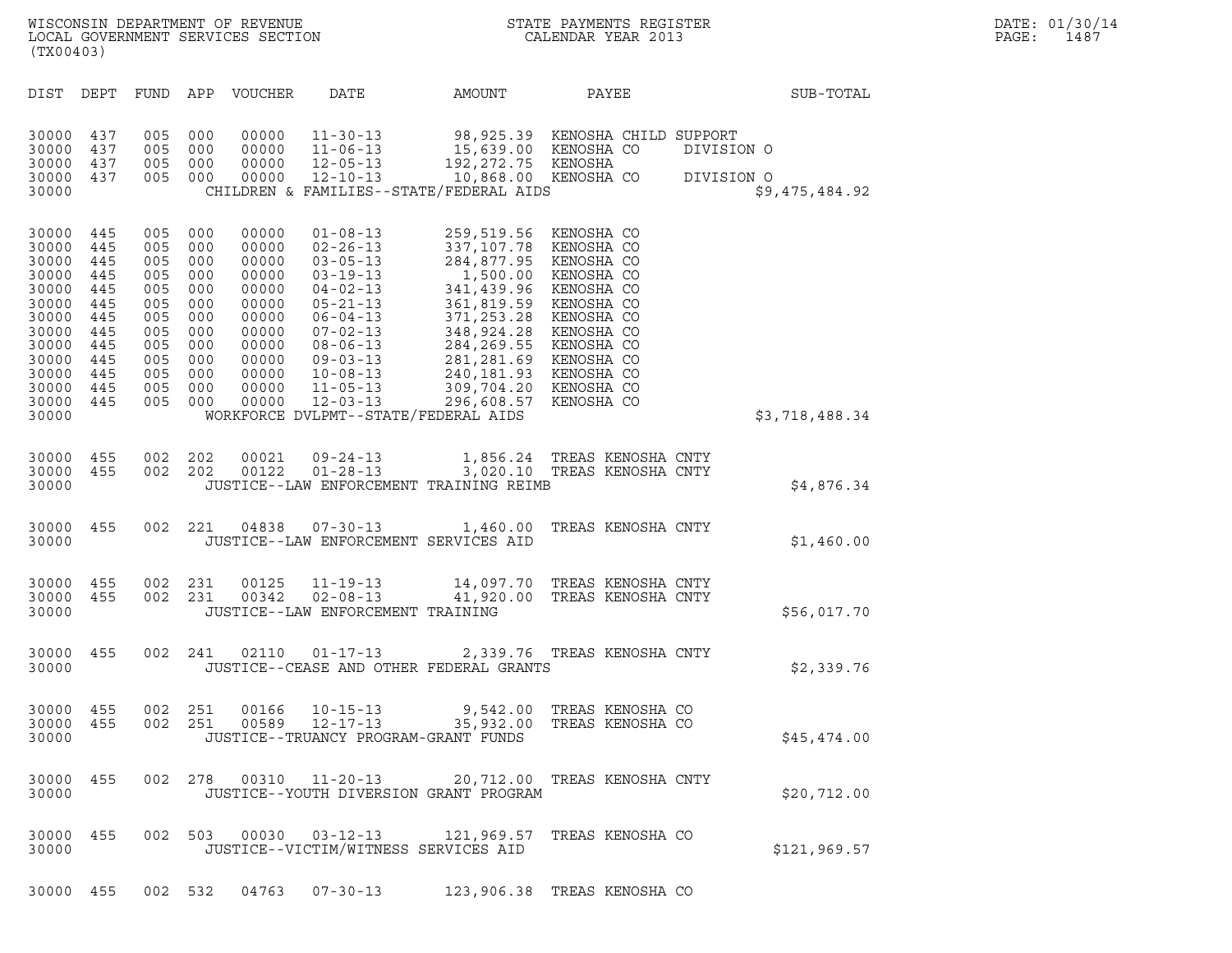| DIST | DEPT | FUND | APP | VOUCHER | DATE | AMOUNT | PAYEE | SUB-TOTAL |
|---|---|---|---|---|---|---|---|---|
| 30000 | 437 | 005 | 000 | 00000 | 11-30-13 | 98,925.39 | KENOSHA CHILD SUPPORT | |
| 30000 | 437 | 005 | 000 | 00000 | 11-06-13 | 15,639.00 | KENOSHA CO DIVISION O | |
| 30000 | 437 | 005 | 000 | 00000 | 12-05-13 | 192,272.75 | KENOSHA | |
| 30000 | 437 | 005 | 000 | 00000 | 12-10-13 | 10,868.00 | KENOSHA CO DIVISION O | |
| 30000 | | | | | CHILDREN & FAMILIES--STATE/FEDERAL AIDS | | | $9,475,484.92 |
| 30000 | 445 | 005 | 000 | 00000 | 01-08-13 | 259,519.56 | KENOSHA CO | |
| 30000 | 445 | 005 | 000 | 00000 | 02-26-13 | 337,107.78 | KENOSHA CO | |
| 30000 | 445 | 005 | 000 | 00000 | 03-05-13 | 284,877.95 | KENOSHA CO | |
| 30000 | 445 | 005 | 000 | 00000 | 03-19-13 | 1,500.00 | KENOSHA CO | |
| 30000 | 445 | 005 | 000 | 00000 | 04-02-13 | 341,439.96 | KENOSHA CO | |
| 30000 | 445 | 005 | 000 | 00000 | 05-21-13 | 361,819.59 | KENOSHA CO | |
| 30000 | 445 | 005 | 000 | 00000 | 06-04-13 | 371,253.28 | KENOSHA CO | |
| 30000 | 445 | 005 | 000 | 00000 | 07-02-13 | 348,924.28 | KENOSHA CO | |
| 30000 | 445 | 005 | 000 | 00000 | 08-06-13 | 284,269.55 | KENOSHA CO | |
| 30000 | 445 | 005 | 000 | 00000 | 09-03-13 | 281,281.69 | KENOSHA CO | |
| 30000 | 445 | 005 | 000 | 00000 | 10-08-13 | 240,181.93 | KENOSHA CO | |
| 30000 | 445 | 005 | 000 | 00000 | 11-05-13 | 309,704.20 | KENOSHA CO | |
| 30000 | 445 | 005 | 000 | 00000 | 12-03-13 | 296,608.57 | KENOSHA CO | |
| 30000 | | | | | WORKFORCE DVLPMT--STATE/FEDERAL AIDS | | | $3,718,488.34 |
| 30000 | 455 | 002 | 202 | 00021 | 09-24-13 | 1,856.24 | TREAS KENOSHA CNTY | |
| 30000 | 455 | 002 | 202 | 00122 | 01-28-13 | 3,020.10 | TREAS KENOSHA CNTY | |
| 30000 | | | | | JUSTICE--LAW ENFORCEMENT TRAINING REIMB | | | $4,876.34 |
| 30000 | 455 | 002 | 221 | 04838 | 07-30-13 | 1,460.00 | TREAS KENOSHA CNTY | |
| 30000 | | | | | JUSTICE--LAW ENFORCEMENT SERVICES AID | | | $1,460.00 |
| 30000 | 455 | 002 | 231 | 00125 | 11-19-13 | 14,097.70 | TREAS KENOSHA CNTY | |
| 30000 | 455 | 002 | 231 | 00342 | 02-08-13 | 41,920.00 | TREAS KENOSHA CNTY | |
| 30000 | | | | | JUSTICE--LAW ENFORCEMENT TRAINING | | | $56,017.70 |
| 30000 | 455 | 002 | 241 | 02110 | 01-17-13 | 2,339.76 | TREAS KENOSHA CNTY | |
| 30000 | | | | | JUSTICE--CEASE AND OTHER FEDERAL GRANTS | | | $2,339.76 |
| 30000 | 455 | 002 | 251 | 00166 | 10-15-13 | 9,542.00 | TREAS KENOSHA CO | |
| 30000 | 455 | 002 | 251 | 00589 | 12-17-13 | 35,932.00 | TREAS KENOSHA CO | |
| 30000 | | | | | JUSTICE--TRUANCY PROGRAM-GRANT FUNDS | | | $45,474.00 |
| 30000 | 455 | 002 | 278 | 00310 | 11-20-13 | 20,712.00 | TREAS KENOSHA CNTY | |
| 30000 | | | | | JUSTICE--YOUTH DIVERSION GRANT PROGRAM | | | $20,712.00 |
| 30000 | 455 | 002 | 503 | 00030 | 03-12-13 | 121,969.57 | TREAS KENOSHA CO | |
| 30000 | | | | | JUSTICE--VICTIM/WITNESS SERVICES AID | | | $121,969.57 |
| 30000 | 455 | 002 | 532 | 04763 | 07-30-13 | 123,906.38 | TREAS KENOSHA CO | |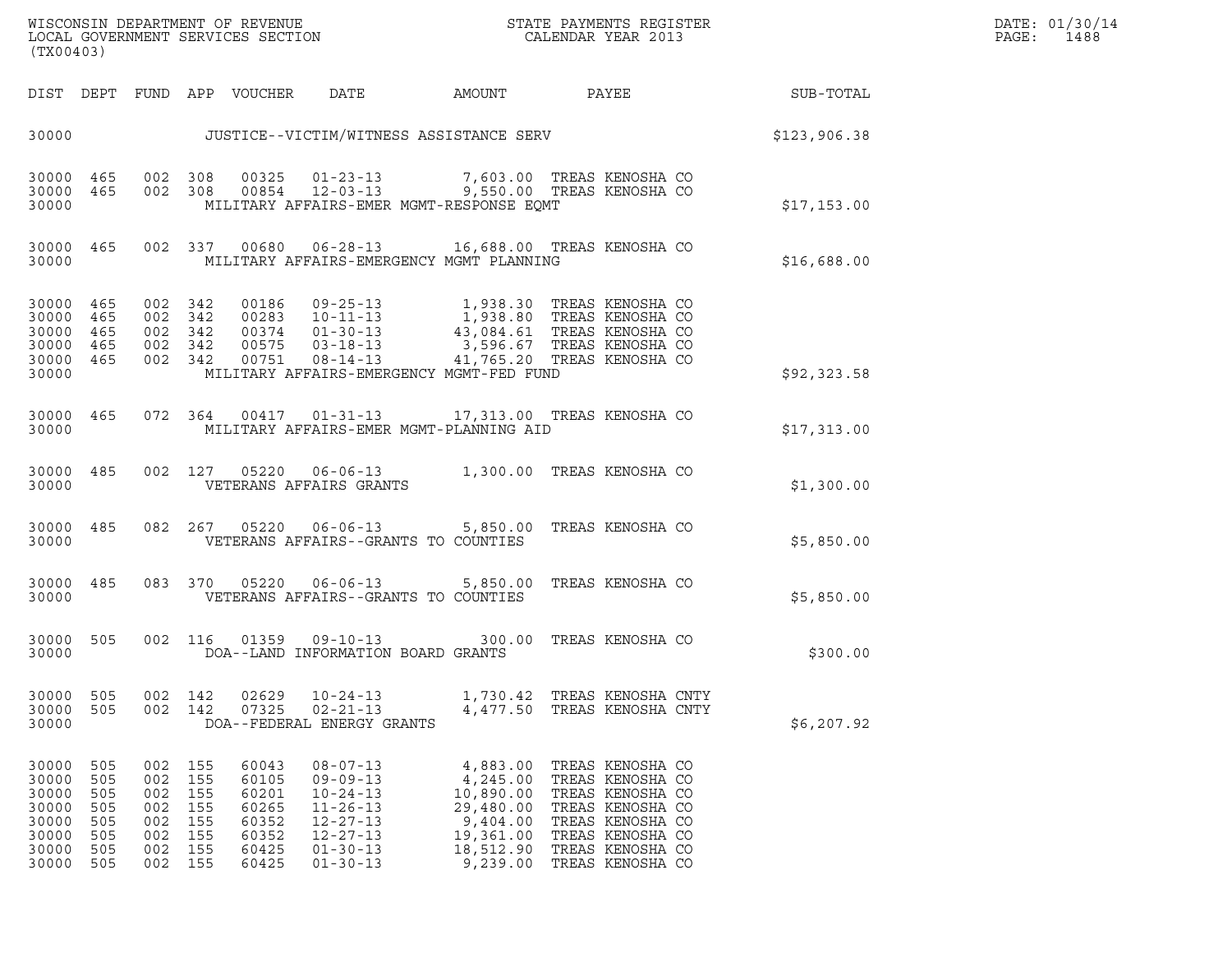WISCONSIN DEPARTMENT OF REVENUE
LOCAL GOVERNMENT SERVICES SECTION
(TX00403)

STATE PAYMENTS REGISTER
CALENDAR YEAR 2013

DATE: 01/30/14
PAGE: 1488

| DIST | DEPT | FUND | APP | VOUCHER | DATE | AMOUNT | PAYEE | SUB-TOTAL |
|---|---|---|---|---|---|---|---|---|
| 30000 | | | | | JUSTICE--VICTIM/WITNESS ASSISTANCE SERV | | | $123,906.38 |
| 30000 | 465 | 002 | 308 | 00325 | 01-23-13 | 7,603.00 | TREAS KENOSHA CO | |
| 30000 | 465 | 002 | 308 | 00854 | 12-03-13 | 9,550.00 | TREAS KENOSHA CO | |
| 30000 | | | | | MILITARY AFFAIRS-EMER MGMT-RESPONSE EQMT | | | $17,153.00 |
| 30000 | 465 | 002 | 337 | 00680 | 06-28-13 | 16,688.00 | TREAS KENOSHA CO | |
| 30000 | | | | | MILITARY AFFAIRS-EMERGENCY MGMT PLANNING | | | $16,688.00 |
| 30000 | 465 | 002 | 342 | 00186 | 09-25-13 | 1,938.30 | TREAS KENOSHA CO | |
| 30000 | 465 | 002 | 342 | 00283 | 10-11-13 | 1,938.80 | TREAS KENOSHA CO | |
| 30000 | 465 | 002 | 342 | 00374 | 01-30-13 | 43,084.61 | TREAS KENOSHA CO | |
| 30000 | 465 | 002 | 342 | 00575 | 03-18-13 | 3,596.67 | TREAS KENOSHA CO | |
| 30000 | 465 | 002 | 342 | 00751 | 08-14-13 | 41,765.20 | TREAS KENOSHA CO | |
| 30000 | | | | | MILITARY AFFAIRS-EMERGENCY MGMT-FED FUND | | | $92,323.58 |
| 30000 | 465 | 072 | 364 | 00417 | 01-31-13 | 17,313.00 | TREAS KENOSHA CO | |
| 30000 | | | | | MILITARY AFFAIRS-EMER MGMT-PLANNING AID | | | $17,313.00 |
| 30000 | 485 | 002 | 127 | 05220 | 06-06-13 | 1,300.00 | TREAS KENOSHA CO | |
| 30000 | | | | | VETERANS AFFAIRS GRANTS | | | $1,300.00 |
| 30000 | 485 | 082 | 267 | 05220 | 06-06-13 | 5,850.00 | TREAS KENOSHA CO | |
| 30000 | | | | | VETERANS AFFAIRS--GRANTS TO COUNTIES | | | $5,850.00 |
| 30000 | 485 | 083 | 370 | 05220 | 06-06-13 | 5,850.00 | TREAS KENOSHA CO | |
| 30000 | | | | | VETERANS AFFAIRS--GRANTS TO COUNTIES | | | $5,850.00 |
| 30000 | 505 | 002 | 116 | 01359 | 09-10-13 | 300.00 | TREAS KENOSHA CO | |
| 30000 | | | | | DOA--LAND INFORMATION BOARD GRANTS | | | $300.00 |
| 30000 | 505 | 002 | 142 | 02629 | 10-24-13 | 1,730.42 | TREAS KENOSHA CNTY | |
| 30000 | 505 | 002 | 142 | 07325 | 02-21-13 | 4,477.50 | TREAS KENOSHA CNTY | |
| 30000 | | | | | DOA--FEDERAL ENERGY GRANTS | | | $6,207.92 |
| 30000 | 505 | 002 | 155 | 60043 | 08-07-13 | 4,883.00 | TREAS KENOSHA CO | |
| 30000 | 505 | 002 | 155 | 60105 | 09-09-13 | 4,245.00 | TREAS KENOSHA CO | |
| 30000 | 505 | 002 | 155 | 60201 | 10-24-13 | 10,890.00 | TREAS KENOSHA CO | |
| 30000 | 505 | 002 | 155 | 60265 | 11-26-13 | 29,480.00 | TREAS KENOSHA CO | |
| 30000 | 505 | 002 | 155 | 60352 | 12-27-13 | 9,404.00 | TREAS KENOSHA CO | |
| 30000 | 505 | 002 | 155 | 60352 | 12-27-13 | 19,361.00 | TREAS KENOSHA CO | |
| 30000 | 505 | 002 | 155 | 60425 | 01-30-13 | 18,512.90 | TREAS KENOSHA CO | |
| 30000 | 505 | 002 | 155 | 60425 | 01-30-13 | 9,239.00 | TREAS KENOSHA CO | |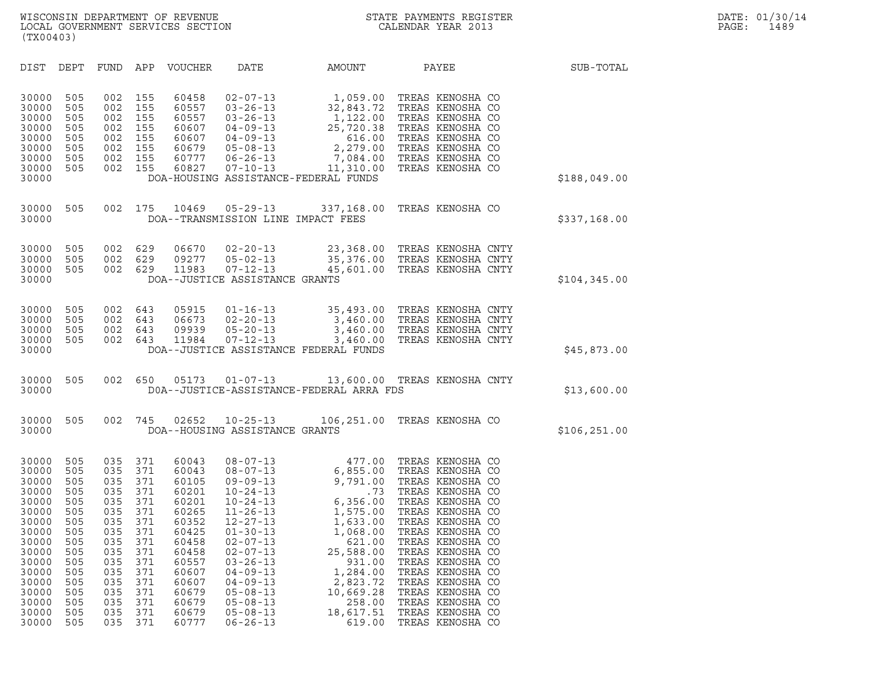WISCONSIN DEPARTMENT OF REVENUE
LOCAL GOVERNMENT SERVICES SECTION
(TX00403)

STATE PAYMENTS REGISTER
CALENDAR YEAR 2013

DATE: 01/30/14
PAGE: 1489

| DIST | DEPT | FUND | APP | VOUCHER | DATE | AMOUNT | PAYEE | SUB-TOTAL |
|---|---|---|---|---|---|---|---|---|
| 30000 | 505 | 002 | 155 | 60458 | 02-07-13 | 1,059.00 | TREAS KENOSHA CO | |
| 30000 | 505 | 002 | 155 | 60557 | 03-26-13 | 32,843.72 | TREAS KENOSHA CO | |
| 30000 | 505 | 002 | 155 | 60557 | 03-26-13 | 1,122.00 | TREAS KENOSHA CO | |
| 30000 | 505 | 002 | 155 | 60607 | 04-09-13 | 25,720.38 | TREAS KENOSHA CO | |
| 30000 | 505 | 002 | 155 | 60607 | 04-09-13 | 616.00 | TREAS KENOSHA CO | |
| 30000 | 505 | 002 | 155 | 60679 | 05-08-13 | 2,279.00 | TREAS KENOSHA CO | |
| 30000 | 505 | 002 | 155 | 60777 | 06-26-13 | 7,084.00 | TREAS KENOSHA CO | |
| 30000 | 505 | 002 | 155 | 60827 | 07-10-13 | 11,310.00 | TREAS KENOSHA CO | |
| 30000 | | | | | DOA-HOUSING ASSISTANCE-FEDERAL FUNDS | | | $188,049.00 |
| 30000 | 505 | 002 | 175 | 10469 | 05-29-13 | 337,168.00 | TREAS KENOSHA CO | |
| 30000 | | | | | DOA--TRANSMISSION LINE IMPACT FEES | | | $337,168.00 |
| 30000 | 505 | 002 | 629 | 06670 | 02-20-13 | 23,368.00 | TREAS KENOSHA CNTY | |
| 30000 | 505 | 002 | 629 | 09277 | 05-02-13 | 35,376.00 | TREAS KENOSHA CNTY | |
| 30000 | 505 | 002 | 629 | 11983 | 07-12-13 | 45,601.00 | TREAS KENOSHA CNTY | |
| 30000 | | | | | DOA--JUSTICE ASSISTANCE GRANTS | | | $104,345.00 |
| 30000 | 505 | 002 | 643 | 05915 | 01-16-13 | 35,493.00 | TREAS KENOSHA CNTY | |
| 30000 | 505 | 002 | 643 | 06673 | 02-20-13 | 3,460.00 | TREAS KENOSHA CNTY | |
| 30000 | 505 | 002 | 643 | 09939 | 05-20-13 | 3,460.00 | TREAS KENOSHA CNTY | |
| 30000 | 505 | 002 | 643 | 11984 | 07-12-13 | 3,460.00 | TREAS KENOSHA CNTY | |
| 30000 | | | | | DOA--JUSTICE ASSISTANCE FEDERAL FUNDS | | | $45,873.00 |
| 30000 | 505 | 002 | 650 | 05173 | 01-07-13 | 13,600.00 | TREAS KENOSHA CNTY | |
| 30000 | | | | | D0A--JUSTICE-ASSISTANCE-FEDERAL ARRA FDS | | | $13,600.00 |
| 30000 | 505 | 002 | 745 | 02652 | 10-25-13 | 106,251.00 | TREAS KENOSHA CO | |
| 30000 | | | | | DOA--HOUSING ASSISTANCE GRANTS | | | $106,251.00 |
| 30000 | 505 | 035 | 371 | 60043 | 08-07-13 | 477.00 | TREAS KENOSHA CO | |
| 30000 | 505 | 035 | 371 | 60043 | 08-07-13 | 6,855.00 | TREAS KENOSHA CO | |
| 30000 | 505 | 035 | 371 | 60105 | 09-09-13 | 9,791.00 | TREAS KENOSHA CO | |
| 30000 | 505 | 035 | 371 | 60201 | 10-24-13 | .73 | TREAS KENOSHA CO | |
| 30000 | 505 | 035 | 371 | 60201 | 10-24-13 | 6,356.00 | TREAS KENOSHA CO | |
| 30000 | 505 | 035 | 371 | 60265 | 11-26-13 | 1,575.00 | TREAS KENOSHA CO | |
| 30000 | 505 | 035 | 371 | 60352 | 12-27-13 | 1,633.00 | TREAS KENOSHA CO | |
| 30000 | 505 | 035 | 371 | 60425 | 01-30-13 | 1,068.00 | TREAS KENOSHA CO | |
| 30000 | 505 | 035 | 371 | 60458 | 02-07-13 | 621.00 | TREAS KENOSHA CO | |
| 30000 | 505 | 035 | 371 | 60458 | 02-07-13 | 25,588.00 | TREAS KENOSHA CO | |
| 30000 | 505 | 035 | 371 | 60557 | 03-26-13 | 931.00 | TREAS KENOSHA CO | |
| 30000 | 505 | 035 | 371 | 60607 | 04-09-13 | 1,284.00 | TREAS KENOSHA CO | |
| 30000 | 505 | 035 | 371 | 60607 | 04-09-13 | 2,823.72 | TREAS KENOSHA CO | |
| 30000 | 505 | 035 | 371 | 60679 | 05-08-13 | 10,669.28 | TREAS KENOSHA CO | |
| 30000 | 505 | 035 | 371 | 60679 | 05-08-13 | 258.00 | TREAS KENOSHA CO | |
| 30000 | 505 | 035 | 371 | 60679 | 05-08-13 | 18,617.51 | TREAS KENOSHA CO | |
| 30000 | 505 | 035 | 371 | 60777 | 06-26-13 | 619.00 | TREAS KENOSHA CO | |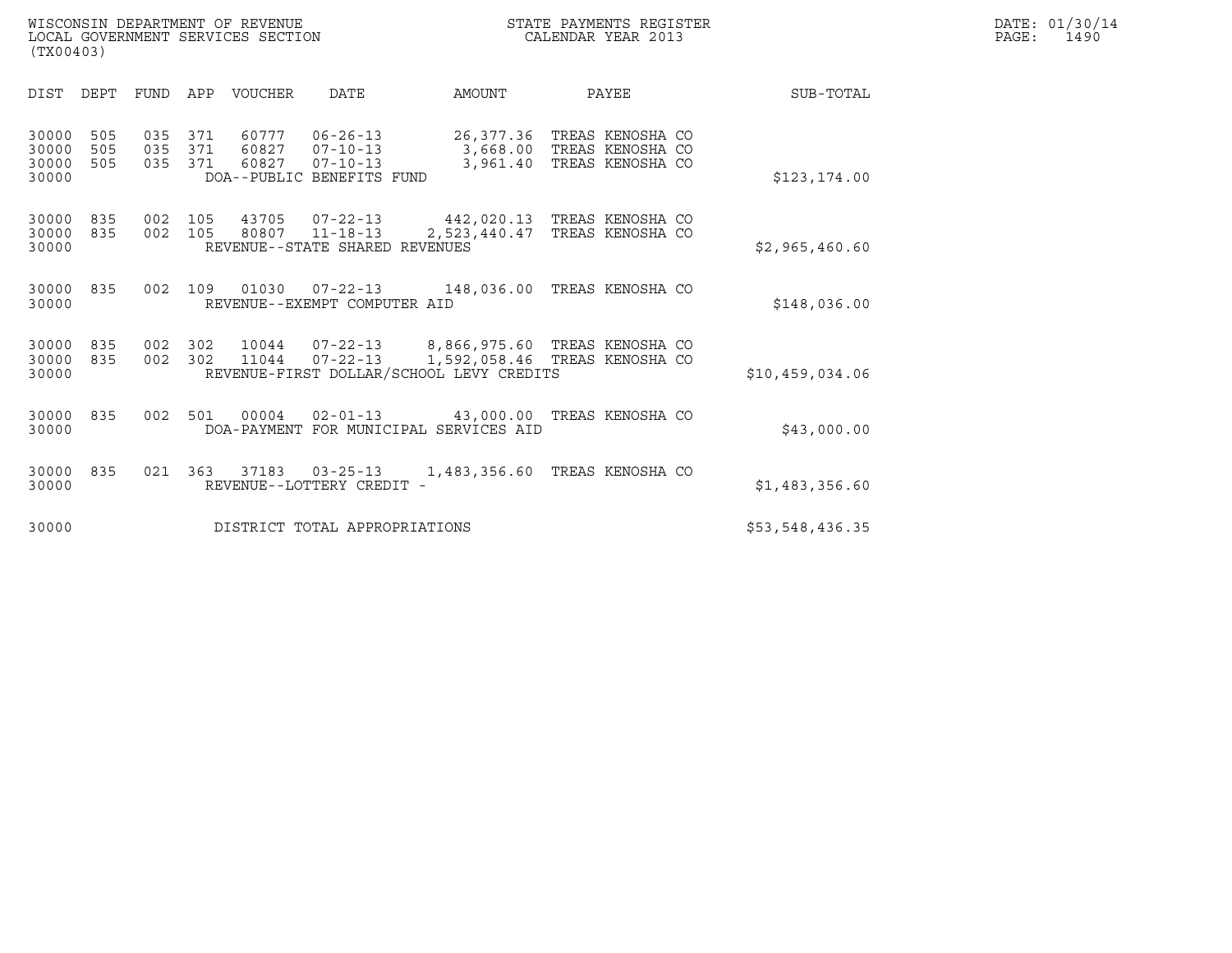WISCONSIN DEPARTMENT OF REVENUE
LOCAL GOVERNMENT SERVICES SECTION
(TX00403)

STATE PAYMENTS REGISTER
CALENDAR YEAR 2013

DATE: 01/30/14
PAGE: 1490

| DIST | DEPT | FUND | APP | VOUCHER | DATE | AMOUNT | PAYEE | SUB-TOTAL |
|---|---|---|---|---|---|---|---|---|
| 30000 | 505 | 035 | 371 | 60777 | 06-26-13 | 26,377.36 | TREAS KENOSHA CO | |
| 30000 | 505 | 035 | 371 | 60827 | 07-10-13 | 3,668.00 | TREAS KENOSHA CO | |
| 30000 | 505 | 035 | 371 | 60827 | 07-10-13 | 3,961.40 | TREAS KENOSHA CO | |
| 30000 | | | | DOA--PUBLIC BENEFITS FUND | | | | $123,174.00 |
| 30000 | 835 | 002 | 105 | 43705 | 07-22-13 | 442,020.13 | TREAS KENOSHA CO | |
| 30000 | 835 | 002 | 105 | 80807 | 11-18-13 | 2,523,440.47 | TREAS KENOSHA CO | |
| 30000 | | | | REVENUE--STATE SHARED REVENUES | | | | $2,965,460.60 |
| 30000 | 835 | 002 | 109 | 01030 | 07-22-13 | 148,036.00 | TREAS KENOSHA CO | |
| 30000 | | | | REVENUE--EXEMPT COMPUTER AID | | | | $148,036.00 |
| 30000 | 835 | 002 | 302 | 10044 | 07-22-13 | 8,866,975.60 | TREAS KENOSHA CO | |
| 30000 | 835 | 002 | 302 | 11044 | 07-22-13 | 1,592,058.46 | TREAS KENOSHA CO | |
| 30000 | | | | REVENUE-FIRST DOLLAR/SCHOOL LEVY CREDITS | | | | $10,459,034.06 |
| 30000 | 835 | 002 | 501 | 00004 | 02-01-13 | 43,000.00 | TREAS KENOSHA CO | |
| 30000 | | | | DOA-PAYMENT FOR MUNICIPAL SERVICES AID | | | | $43,000.00 |
| 30000 | 835 | 021 | 363 | 37183 | 03-25-13 | 1,483,356.60 | TREAS KENOSHA CO | |
| 30000 | | | | REVENUE--LOTTERY CREDIT - | | | | $1,483,356.60 |
| 30000 | | | | DISTRICT TOTAL APPROPRIATIONS | | | | $53,548,436.35 |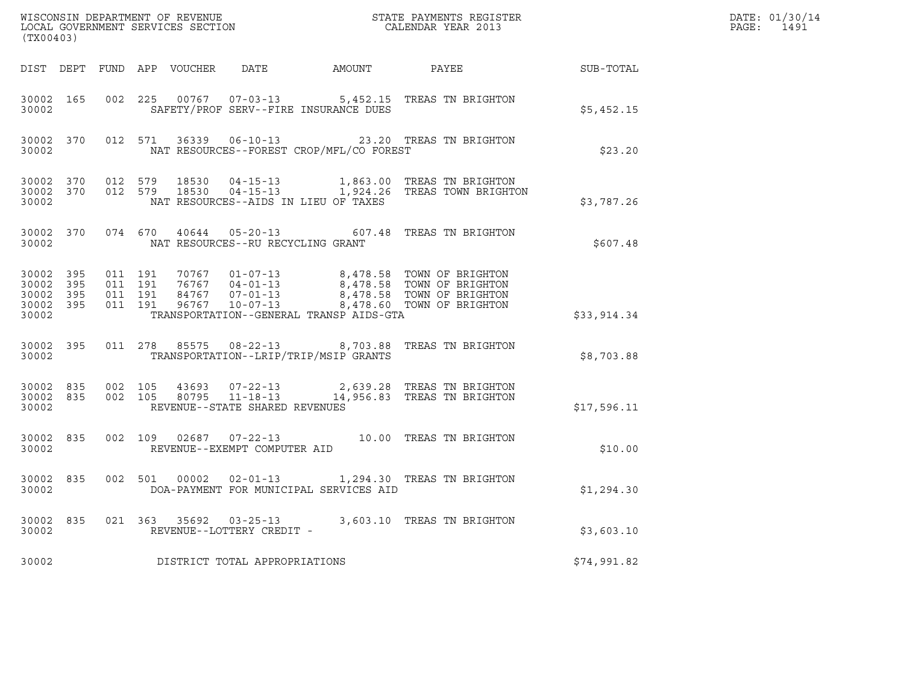WISCONSIN DEPARTMENT OF REVENUE
LOCAL GOVERNMENT SERVICES SECTION
(TX00403)

STATE PAYMENTS REGISTER
CALENDAR YEAR 2013

DATE: 01/30/14
PAGE: 1491

| DIST | DEPT | FUND | APP | VOUCHER | DATE | AMOUNT | PAYEE | SUB-TOTAL |
|---|---|---|---|---|---|---|---|---|
| 30002 | 165 | 002 | 225 | 00767 | 07-03-13 | 5,452.15 | TREAS TN BRIGHTON | |
| 30002 | | | | | SAFETY/PROF SERV--FIRE INSURANCE DUES | | | $5,452.15 |
| 30002 | 370 | 012 | 571 | 36339 | 06-10-13 | 23.20 | TREAS TN BRIGHTON | |
| 30002 | | | | | NAT RESOURCES--FOREST CROP/MFL/CO FOREST | | | $23.20 |
| 30002 | 370 | 012 | 579 | 18530 | 04-15-13 | 1,863.00 | TREAS TN BRIGHTON | |
| 30002 | 370 | 012 | 579 | 18530 | 04-15-13 | 1,924.26 | TREAS TOWN BRIGHTON | |
| 30002 | | | | | NAT RESOURCES--AIDS IN LIEU OF TAXES | | | $3,787.26 |
| 30002 | 370 | 074 | 670 | 40644 | 05-20-13 | 607.48 | TREAS TN BRIGHTON | |
| 30002 | | | | | NAT RESOURCES--RU RECYCLING GRANT | | | $607.48 |
| 30002 | 395 | 011 | 191 | 70767 | 01-07-13 | 8,478.58 | TOWN OF BRIGHTON | |
| 30002 | 395 | 011 | 191 | 76767 | 04-01-13 | 8,478.58 | TOWN OF BRIGHTON | |
| 30002 | 395 | 011 | 191 | 84767 | 07-01-13 | 8,478.58 | TOWN OF BRIGHTON | |
| 30002 | 395 | 011 | 191 | 96767 | 10-07-13 | 8,478.60 | TOWN OF BRIGHTON | |
| 30002 | | | | | TRANSPORTATION--GENERAL TRANSP AIDS-GTA | | | $33,914.34 |
| 30002 | 395 | 011 | 278 | 85575 | 08-22-13 | 8,703.88 | TREAS TN BRIGHTON | |
| 30002 | | | | | TRANSPORTATION--LRIP/TRIP/MSIP GRANTS | | | $8,703.88 |
| 30002 | 835 | 002 | 105 | 43693 | 07-22-13 | 2,639.28 | TREAS TN BRIGHTON | |
| 30002 | 835 | 002 | 105 | 80795 | 11-18-13 | 14,956.83 | TREAS TN BRIGHTON | |
| 30002 | | | | | REVENUE--STATE SHARED REVENUES | | | $17,596.11 |
| 30002 | 835 | 002 | 109 | 02687 | 07-22-13 | 10.00 | TREAS TN BRIGHTON | |
| 30002 | | | | | REVENUE--EXEMPT COMPUTER AID | | | $10.00 |
| 30002 | 835 | 002 | 501 | 00002 | 02-01-13 | 1,294.30 | TREAS TN BRIGHTON | |
| 30002 | | | | | DOA-PAYMENT FOR MUNICIPAL SERVICES AID | | | $1,294.30 |
| 30002 | 835 | 021 | 363 | 35692 | 03-25-13 | 3,603.10 | TREAS TN BRIGHTON | |
| 30002 | | | | | REVENUE--LOTTERY CREDIT - | | | $3,603.10 |
| 30002 | | | | | DISTRICT TOTAL APPROPRIATIONS | | | $74,991.82 |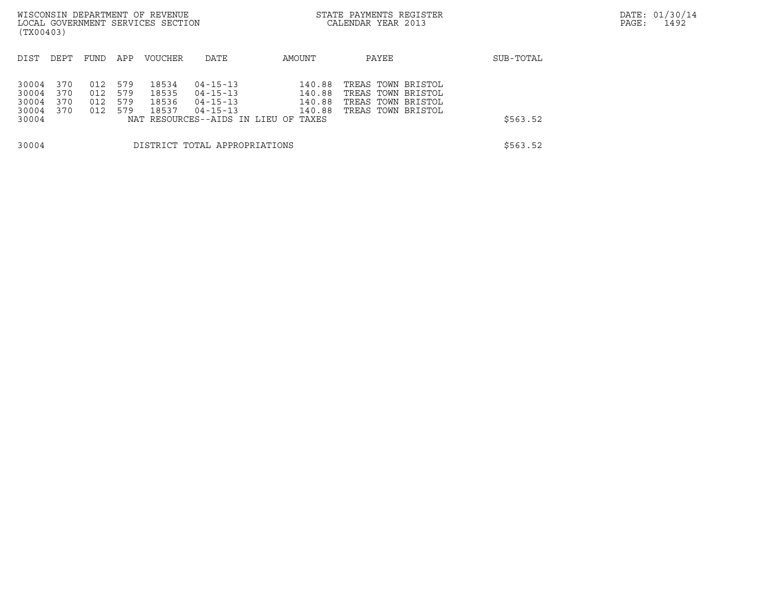WISCONSIN DEPARTMENT OF REVENUE
LOCAL GOVERNMENT SERVICES SECTION
(TX00403)

STATE PAYMENTS REGISTER
CALENDAR YEAR 2013

| DIST | DEPT | FUND | APP | VOUCHER | DATE | AMOUNT | PAYEE | SUB-TOTAL |
|---|---|---|---|---|---|---|---|---|
| 30004 | 370 | 012 | 579 | 18534 | 04-15-13 | 140.88 | TREAS TOWN BRISTOL | |
| 30004 | 370 | 012 | 579 | 18535 | 04-15-13 | 140.88 | TREAS TOWN BRISTOL | |
| 30004 | 370 | 012 | 579 | 18536 | 04-15-13 | 140.88 | TREAS TOWN BRISTOL | |
| 30004 | 370 | 012 | 579 | 18537 | 04-15-13 | 140.88 | TREAS TOWN BRISTOL | |
| 30004 | | | | NAT RESOURCES--AIDS IN LIEU OF TAXES | | | | $563.52 |
| 30004 | | | | DISTRICT TOTAL APPROPRIATIONS | | | | $563.52 |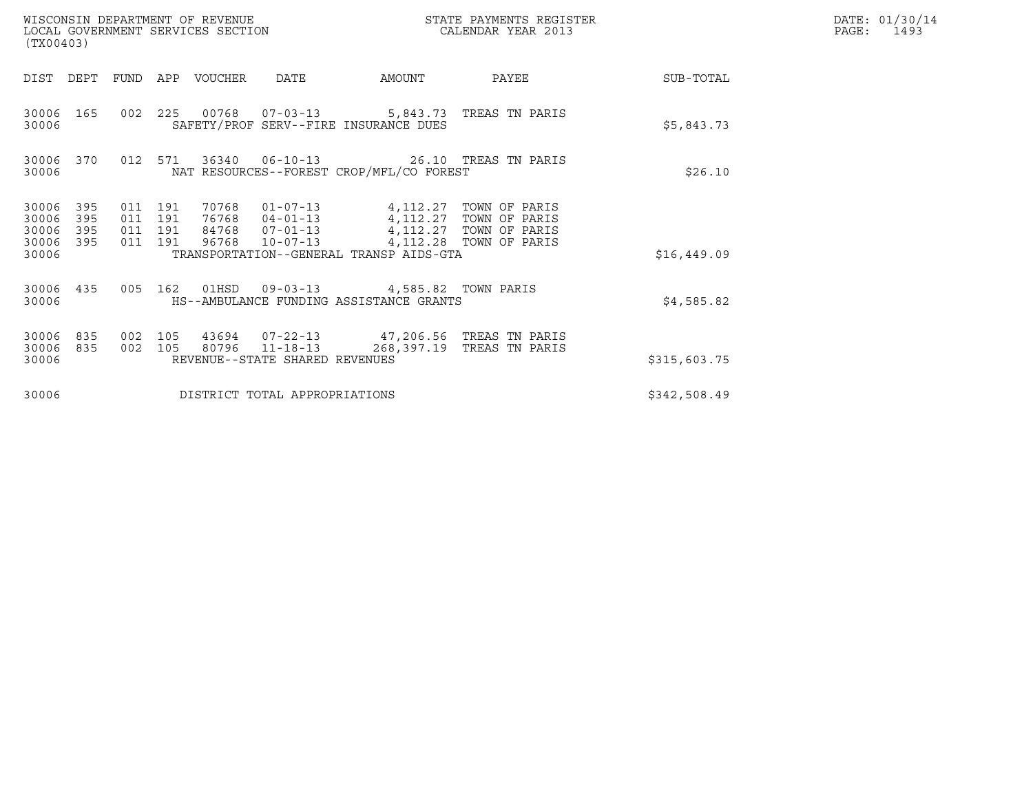WISCONSIN DEPARTMENT OF REVENUE
LOCAL GOVERNMENT SERVICES SECTION
(TX00403)

STATE PAYMENTS REGISTER
CALENDAR YEAR 2013

DATE: 01/30/14
PAGE: 1493

| DIST | DEPT | FUND | APP | VOUCHER | DATE | AMOUNT | PAYEE | SUB-TOTAL |
|---|---|---|---|---|---|---|---|---|
| 30006 | 165 | 002 | 225 | 00768 | 07-03-13 | 5,843.73 | TREAS TN PARIS | |
| 30006 | | | | SAFETY/PROF SERV--FIRE INSURANCE DUES | | | | $5,843.73 |
| 30006 | 370 | 012 | 571 | 36340 | 06-10-13 | 26.10 | TREAS TN PARIS | |
| 30006 | | | | NAT RESOURCES--FOREST CROP/MFL/CO FOREST | | | | $26.10 |
| 30006 | 395 | 011 | 191 | 70768 | 01-07-13 | 4,112.27 | TOWN OF PARIS | |
| 30006 | 395 | 011 | 191 | 76768 | 04-01-13 | 4,112.27 | TOWN OF PARIS | |
| 30006 | 395 | 011 | 191 | 84768 | 07-01-13 | 4,112.27 | TOWN OF PARIS | |
| 30006 | 395 | 011 | 191 | 96768 | 10-07-13 | 4,112.28 | TOWN OF PARIS | |
| 30006 | | | | TRANSPORTATION--GENERAL TRANSP AIDS-GTA | | | | $16,449.09 |
| 30006 | 435 | 005 | 162 | 01HSD | 09-03-13 | 4,585.82 | TOWN PARIS | |
| 30006 | | | | HS--AMBULANCE FUNDING ASSISTANCE GRANTS | | | | $4,585.82 |
| 30006 | 835 | 002 | 105 | 43694 | 07-22-13 | 47,206.56 | TREAS TN PARIS | |
| 30006 | 835 | 002 | 105 | 80796 | 11-18-13 | 268,397.19 | TREAS TN PARIS | |
| 30006 | | | | REVENUE--STATE SHARED REVENUES | | | | $315,603.75 |
| 30006 | | | | DISTRICT TOTAL APPROPRIATIONS | | | | $342,508.49 |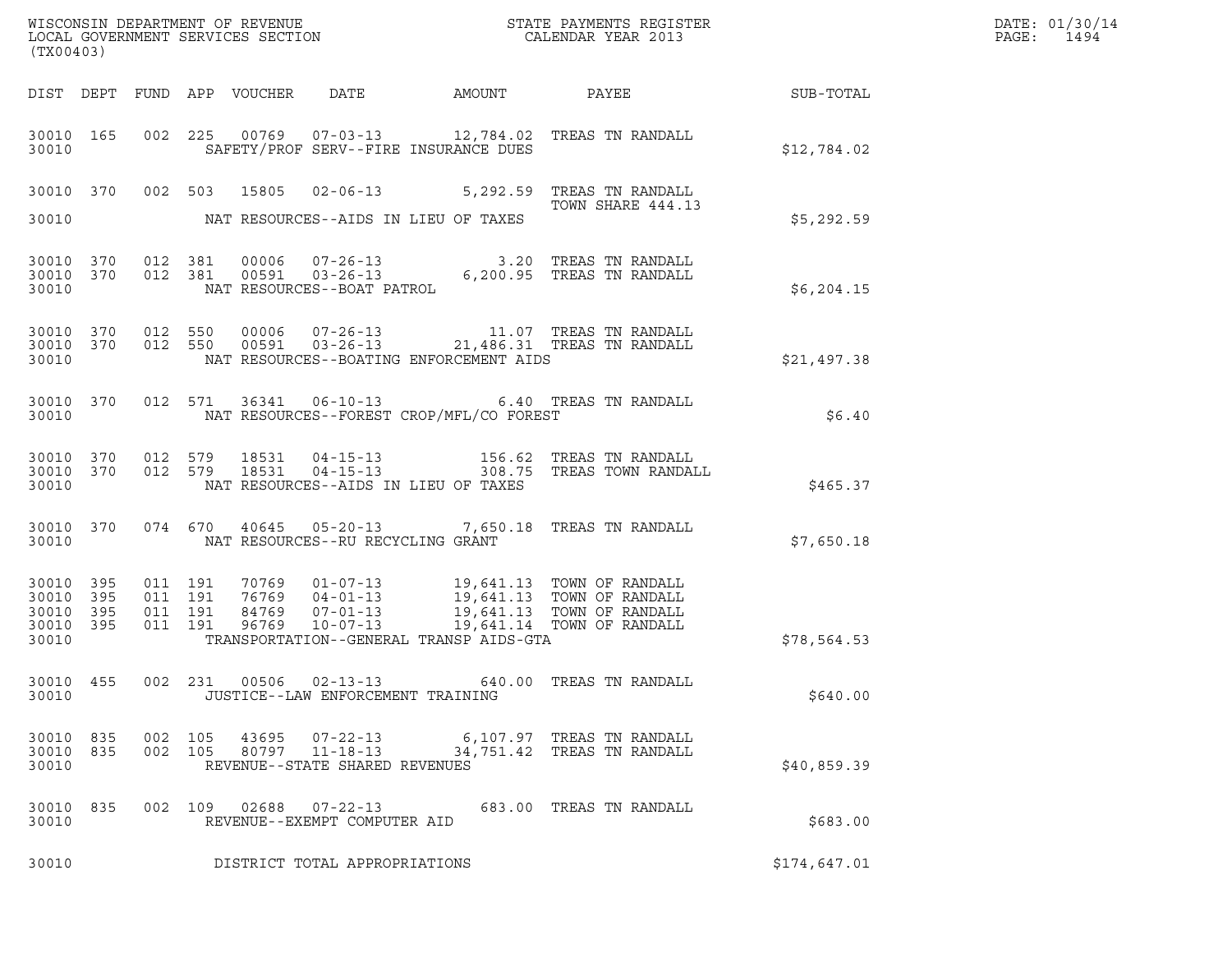WISCONSIN DEPARTMENT OF REVENUE
LOCAL GOVERNMENT SERVICES SECTION
(TX00403)

STATE PAYMENTS REGISTER
CALENDAR YEAR 2013

DATE: 01/30/14
PAGE: 1494

| DIST | DEPT | FUND | APP | VOUCHER | DATE | AMOUNT | PAYEE | SUB-TOTAL |
|---|---|---|---|---|---|---|---|---|
| 30010 | 165 | 002 | 225 | 00769 | 07-03-13 | 12,784.02 | TREAS TN RANDALL | |
| 30010 | | | | SAFETY/PROF SERV--FIRE INSURANCE DUES | | | | $12,784.02 |
| 30010 | 370 | 002 | 503 | 15805 | 02-06-13 | 5,292.59 | TREAS TN RANDALL TOWN SHARE 444.13 | |
| 30010 | | | | NAT RESOURCES--AIDS IN LIEU OF TAXES | | | | $5,292.59 |
| 30010 | 370 | 012 | 381 | 00006 | 07-26-13 | 3.20 | TREAS TN RANDALL | |
| 30010 | 370 | 012 | 381 | 00591 | 03-26-13 | 6,200.95 | TREAS TN RANDALL | |
| 30010 | | | | NAT RESOURCES--BOAT PATROL | | | | $6,204.15 |
| 30010 | 370 | 012 | 550 | 00006 | 07-26-13 | 11.07 | TREAS TN RANDALL | |
| 30010 | 370 | 012 | 550 | 00591 | 03-26-13 | 21,486.31 | TREAS TN RANDALL | |
| 30010 | | | | NAT RESOURCES--BOATING ENFORCEMENT AIDS | | | | $21,497.38 |
| 30010 | 370 | 012 | 571 | 36341 | 06-10-13 | 6.40 | TREAS TN RANDALL | |
| 30010 | | | | NAT RESOURCES--FOREST CROP/MFL/CO FOREST | | | | $6.40 |
| 30010 | 370 | 012 | 579 | 18531 | 04-15-13 | 156.62 | TREAS TN RANDALL | |
| 30010 | 370 | 012 | 579 | 18531 | 04-15-13 | 308.75 | TREAS TOWN RANDALL | |
| 30010 | | | | NAT RESOURCES--AIDS IN LIEU OF TAXES | | | | $465.37 |
| 30010 | 370 | 074 | 670 | 40645 | 05-20-13 | 7,650.18 | TREAS TN RANDALL | |
| 30010 | | | | NAT RESOURCES--RU RECYCLING GRANT | | | | $7,650.18 |
| 30010 | 395 | 011 | 191 | 70769 | 01-07-13 | 19,641.13 | TOWN OF RANDALL | |
| 30010 | 395 | 011 | 191 | 76769 | 04-01-13 | 19,641.13 | TOWN OF RANDALL | |
| 30010 | 395 | 011 | 191 | 84769 | 07-01-13 | 19,641.13 | TOWN OF RANDALL | |
| 30010 | 395 | 011 | 191 | 96769 | 10-07-13 | 19,641.14 | TOWN OF RANDALL | |
| 30010 | | | | TRANSPORTATION--GENERAL TRANSP AIDS-GTA | | | | $78,564.53 |
| 30010 | 455 | 002 | 231 | 00506 | 02-13-13 | 640.00 | TREAS TN RANDALL | |
| 30010 | | | | JUSTICE--LAW ENFORCEMENT TRAINING | | | | $640.00 |
| 30010 | 835 | 002 | 105 | 43695 | 07-22-13 | 6,107.97 | TREAS TN RANDALL | |
| 30010 | 835 | 002 | 105 | 80797 | 11-18-13 | 34,751.42 | TREAS TN RANDALL | |
| 30010 | | | | REVENUE--STATE SHARED REVENUES | | | | $40,859.39 |
| 30010 | 835 | 002 | 109 | 02688 | 07-22-13 | 683.00 | TREAS TN RANDALL | |
| 30010 | | | | REVENUE--EXEMPT COMPUTER AID | | | | $683.00 |
| 30010 | | | | DISTRICT TOTAL APPROPRIATIONS | | | | $174,647.01 |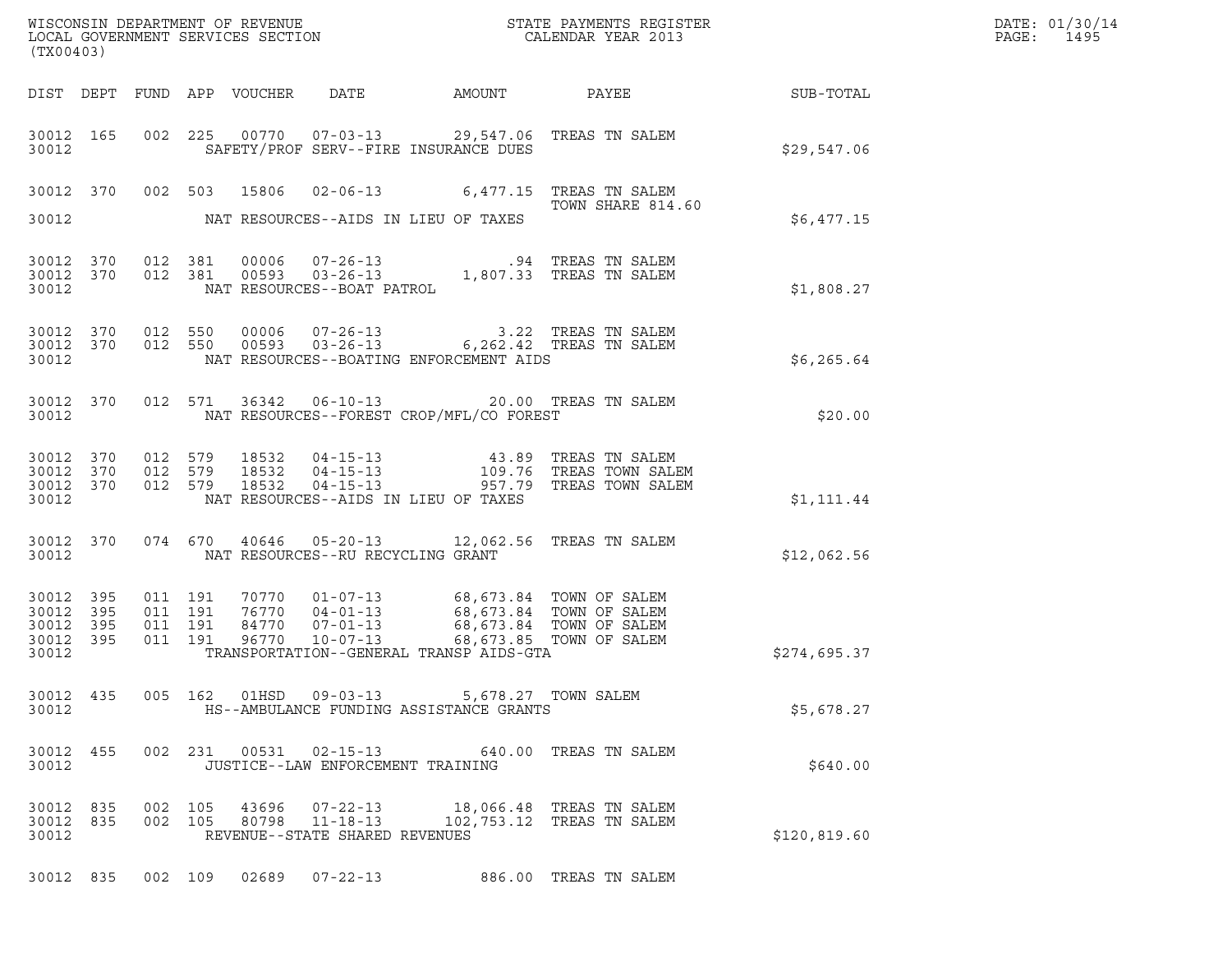WISCONSIN DEPARTMENT OF REVENUE
LOCAL GOVERNMENT SERVICES SECTION
(TX00403)

STATE PAYMENTS REGISTER
CALENDAR YEAR 2013

DATE: 01/30/14
PAGE: 1495

| DIST | DEPT | FUND | APP | VOUCHER | DATE | AMOUNT | PAYEE | SUB-TOTAL |
|---|---|---|---|---|---|---|---|---|
| 30012 | 165 | 002 | 225 | 00770 | 07-03-13 | 29,547.06 | TREAS TN SALEM | |
| 30012 | | | | | SAFETY/PROF SERV--FIRE INSURANCE DUES | | | $29,547.06 |
| 30012 | 370 | 002 | 503 | 15806 | 02-06-13 | 6,477.15 | TREAS TN SALEM TOWN SHARE 814.60 | |
| 30012 | | | | | NAT RESOURCES--AIDS IN LIEU OF TAXES | | | $6,477.15 |
| 30012 | 370 | 012 | 381 | 00006 | 07-26-13 | .94 | TREAS TN SALEM | |
| 30012 | 370 | 012 | 381 | 00593 | 03-26-13 | 1,807.33 | TREAS TN SALEM | |
| 30012 | | | | | NAT RESOURCES--BOAT PATROL | | | $1,808.27 |
| 30012 | 370 | 012 | 550 | 00006 | 07-26-13 | 3.22 | TREAS TN SALEM | |
| 30012 | 370 | 012 | 550 | 00593 | 03-26-13 | 6,262.42 | TREAS TN SALEM | |
| 30012 | | | | | NAT RESOURCES--BOATING ENFORCEMENT AIDS | | | $6,265.64 |
| 30012 | 370 | 012 | 571 | 36342 | 06-10-13 | 20.00 | TREAS TN SALEM | |
| 30012 | | | | | NAT RESOURCES--FOREST CROP/MFL/CO FOREST | | | $20.00 |
| 30012 | 370 | 012 | 579 | 18532 | 04-15-13 | 43.89 | TREAS TN SALEM | |
| 30012 | 370 | 012 | 579 | 18532 | 04-15-13 | 109.76 | TREAS TOWN SALEM | |
| 30012 | 370 | 012 | 579 | 18532 | 04-15-13 | 957.79 | TREAS TOWN SALEM | |
| 30012 | | | | | NAT RESOURCES--AIDS IN LIEU OF TAXES | | | $1,111.44 |
| 30012 | 370 | 074 | 670 | 40646 | 05-20-13 | 12,062.56 | TREAS TN SALEM | |
| 30012 | | | | | NAT RESOURCES--RU RECYCLING GRANT | | | $12,062.56 |
| 30012 | 395 | 011 | 191 | 70770 | 01-07-13 | 68,673.84 | TOWN OF SALEM | |
| 30012 | 395 | 011 | 191 | 76770 | 04-01-13 | 68,673.84 | TOWN OF SALEM | |
| 30012 | 395 | 011 | 191 | 84770 | 07-01-13 | 68,673.84 | TOWN OF SALEM | |
| 30012 | 395 | 011 | 191 | 96770 | 10-07-13 | 68,673.85 | TOWN OF SALEM | |
| 30012 | | | | | TRANSPORTATION--GENERAL TRANSP AIDS-GTA | | | $274,695.37 |
| 30012 | 435 | 005 | 162 | 01HSD | 09-03-13 | 5,678.27 | TOWN SALEM | |
| 30012 | | | | | HS--AMBULANCE FUNDING ASSISTANCE GRANTS | | | $5,678.27 |
| 30012 | 455 | 002 | 231 | 00531 | 02-15-13 | 640.00 | TREAS TN SALEM | |
| 30012 | | | | | JUSTICE--LAW ENFORCEMENT TRAINING | | | $640.00 |
| 30012 | 835 | 002 | 105 | 43696 | 07-22-13 | 18,066.48 | TREAS TN SALEM | |
| 30012 | 835 | 002 | 105 | 80798 | 11-18-13 | 102,753.12 | TREAS TN SALEM | |
| 30012 | | | | | REVENUE--STATE SHARED REVENUES | | | $120,819.60 |
| 30012 | 835 | 002 | 109 | 02689 | 07-22-13 | 886.00 | TREAS TN SALEM | |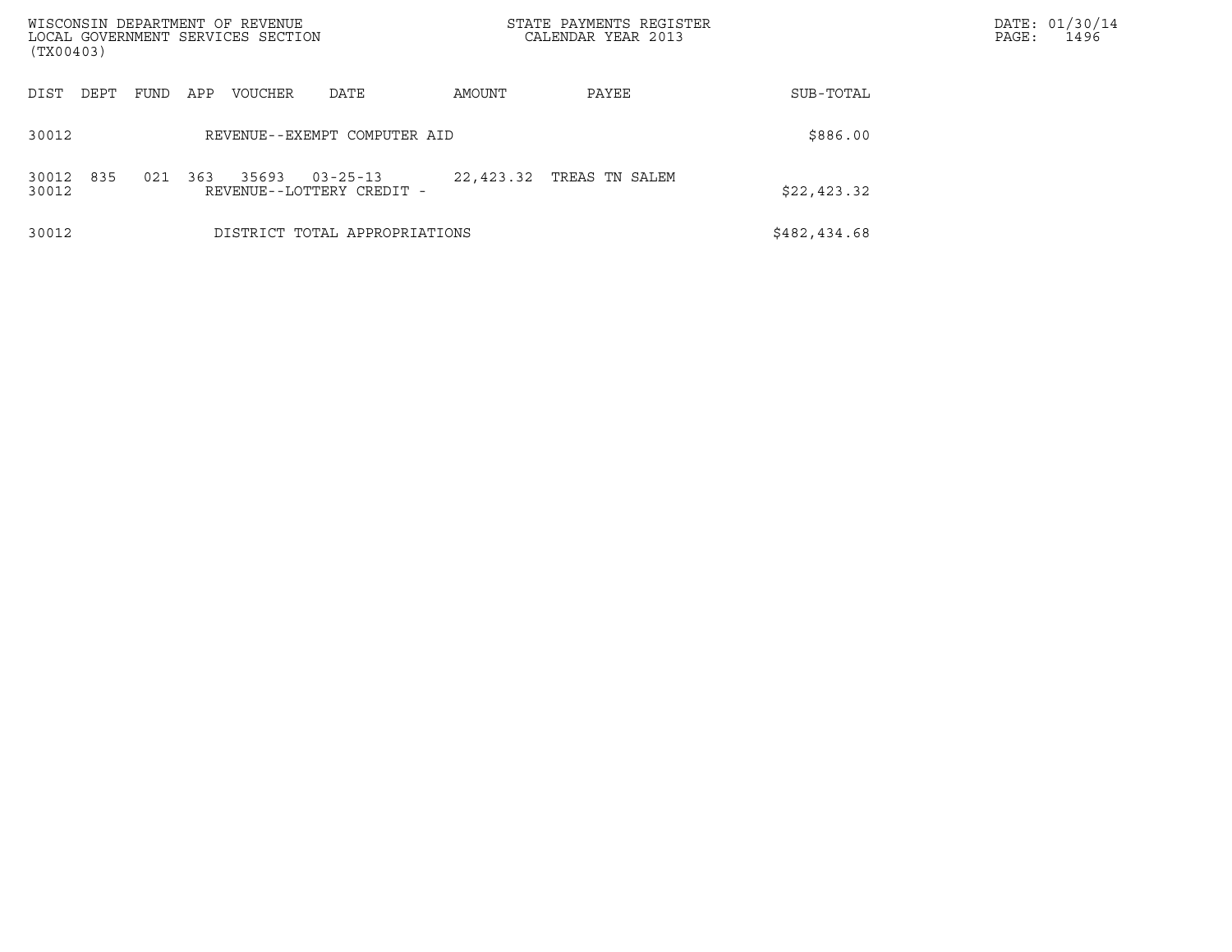WISCONSIN DEPARTMENT OF REVENUE
LOCAL GOVERNMENT SERVICES SECTION
(TX00403)

STATE PAYMENTS REGISTER
CALENDAR YEAR 2013

| DIST | DEPT | FUND | APP | VOUCHER | DATE | AMOUNT | PAYEE | SUB-TOTAL |
|---|---|---|---|---|---|---|---|---|
| 30012 | | | | REVENUE--EXEMPT COMPUTER AID | | | | $886.00 |
| 30012 | 835 | 021 | 363 | 35693 | 03-25-13 | 22,423.32 | TREAS TN SALEM | |
| 30012 | | | | REVENUE--LOTTERY CREDIT - | | | | $22,423.32 |
| 30012 | | | | DISTRICT TOTAL APPROPRIATIONS | | | | $482,434.68 |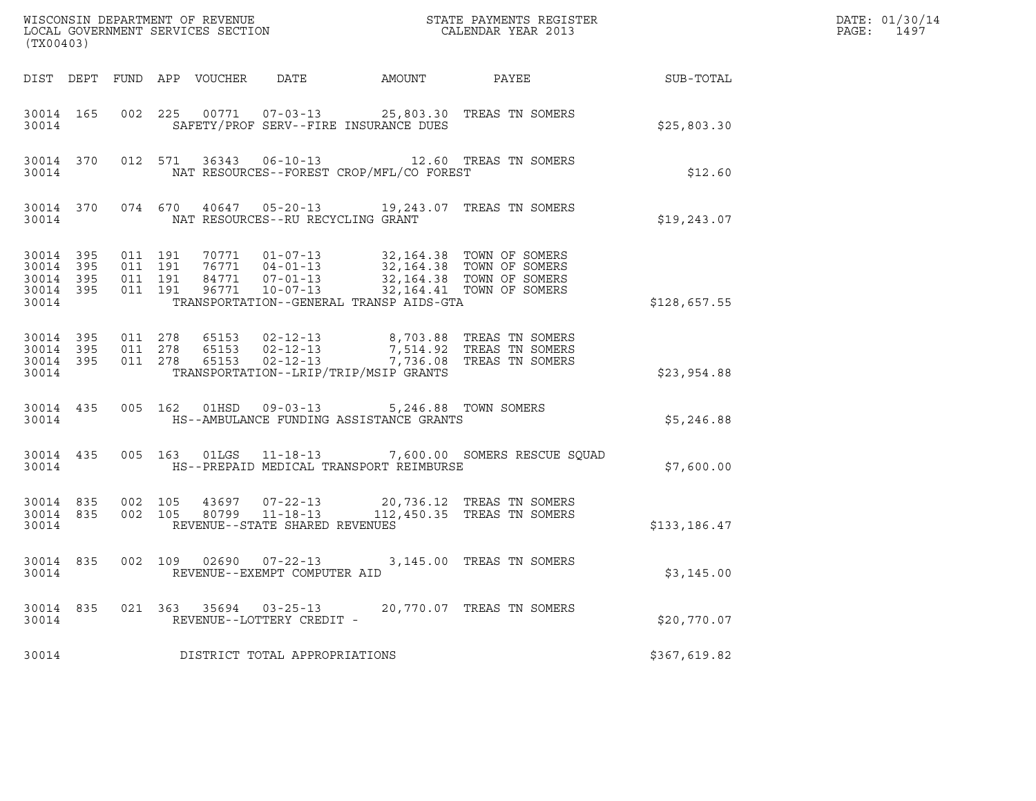WISCONSIN DEPARTMENT OF REVENUE
LOCAL GOVERNMENT SERVICES SECTION
(TX00403)

STATE PAYMENTS REGISTER
CALENDAR YEAR 2013

DATE: 01/30/14
PAGE: 1497

| DIST | DEPT | FUND | APP | VOUCHER | DATE | AMOUNT | PAYEE | SUB-TOTAL |
|---|---|---|---|---|---|---|---|---|
| 30014 | 165 | 002 | 225 | 00771 | 07-03-13 | 25,803.30 | TREAS TN SOMERS | |
| 30014 | | | | SAFETY/PROF SERV--FIRE INSURANCE DUES | | | | $25,803.30 |
| 30014 | 370 | 012 | 571 | 36343 | 06-10-13 | 12.60 | TREAS TN SOMERS | |
| 30014 | | | | NAT RESOURCES--FOREST CROP/MFL/CO FOREST | | | | $12.60 |
| 30014 | 370 | 074 | 670 | 40647 | 05-20-13 | 19,243.07 | TREAS TN SOMERS | |
| 30014 | | | | NAT RESOURCES--RU RECYCLING GRANT | | | | $19,243.07 |
| 30014 | 395 | 011 | 191 | 70771 | 01-07-13 | 32,164.38 | TOWN OF SOMERS | |
| 30014 | 395 | 011 | 191 | 76771 | 04-01-13 | 32,164.38 | TOWN OF SOMERS | |
| 30014 | 395 | 011 | 191 | 84771 | 07-01-13 | 32,164.38 | TOWN OF SOMERS | |
| 30014 | 395 | 011 | 191 | 96771 | 10-07-13 | 32,164.41 | TOWN OF SOMERS | |
| 30014 | | | | TRANSPORTATION--GENERAL TRANSP AIDS-GTA | | | | $128,657.55 |
| 30014 | 395 | 011 | 278 | 65153 | 02-12-13 | 8,703.88 | TREAS TN SOMERS | |
| 30014 | 395 | 011 | 278 | 65153 | 02-12-13 | 7,514.92 | TREAS TN SOMERS | |
| 30014 | 395 | 011 | 278 | 65153 | 02-12-13 | 7,736.08 | TREAS TN SOMERS | |
| 30014 | | | | TRANSPORTATION--LRIP/TRIP/MSIP GRANTS | | | | $23,954.88 |
| 30014 | 435 | 005 | 162 | 01HSD | 09-03-13 | 5,246.88 | TOWN SOMERS | |
| 30014 | | | | HS--AMBULANCE FUNDING ASSISTANCE GRANTS | | | | $5,246.88 |
| 30014 | 435 | 005 | 163 | 01LGS | 11-18-13 | 7,600.00 | SOMERS RESCUE SQUAD | |
| 30014 | | | | HS--PREPAID MEDICAL TRANSPORT REIMBURSE | | | | $7,600.00 |
| 30014 | 835 | 002 | 105 | 43697 | 07-22-13 | 20,736.12 | TREAS TN SOMERS | |
| 30014 | 835 | 002 | 105 | 80799 | 11-18-13 | 112,450.35 | TREAS TN SOMERS | |
| 30014 | | | | REVENUE--STATE SHARED REVENUES | | | | $133,186.47 |
| 30014 | 835 | 002 | 109 | 02690 | 07-22-13 | 3,145.00 | TREAS TN SOMERS | |
| 30014 | | | | REVENUE--EXEMPT COMPUTER AID | | | | $3,145.00 |
| 30014 | 835 | 021 | 363 | 35694 | 03-25-13 | 20,770.07 | TREAS TN SOMERS | |
| 30014 | | | | REVENUE--LOTTERY CREDIT - | | | | $20,770.07 |
| 30014 | | | | DISTRICT TOTAL APPROPRIATIONS | | | | $367,619.82 |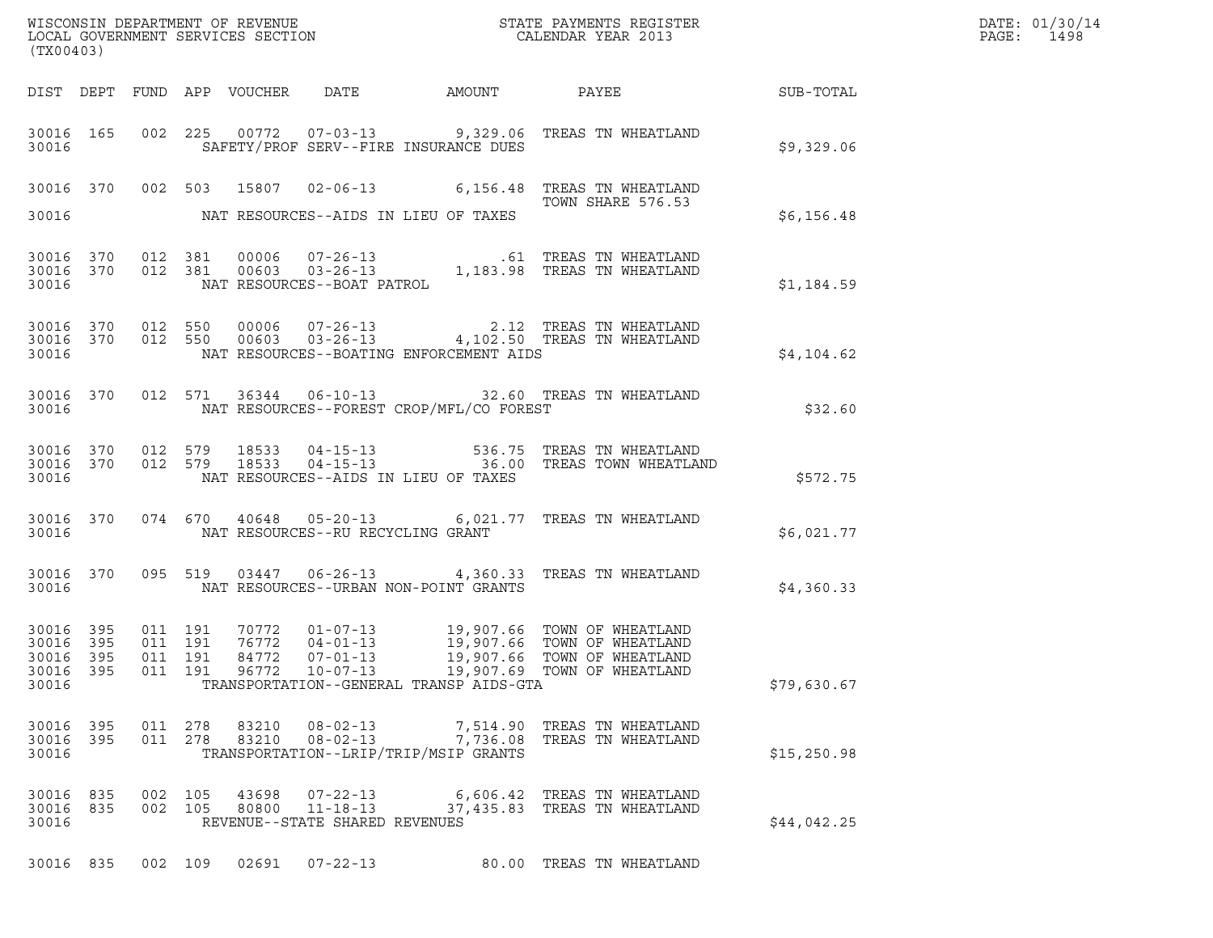WISCONSIN DEPARTMENT OF REVENUE
LOCAL GOVERNMENT SERVICES SECTION
(TX00403)

STATE PAYMENTS REGISTER
CALENDAR YEAR 2013

DATE: 01/30/14
PAGE: 1498

| DIST | DEPT | FUND | APP | VOUCHER | DATE | AMOUNT | PAYEE | SUB-TOTAL |
|---|---|---|---|---|---|---|---|---|
| 30016 | 165 | 002 | 225 | 00772 | 07-03-13 | 9,329.06 | TREAS TN WHEATLAND | |
| 30016 | | | | | SAFETY/PROF SERV--FIRE INSURANCE DUES | | | $9,329.06 |
| 30016 | 370 | 002 | 503 | 15807 | 02-06-13 | 6,156.48 | TREAS TN WHEATLAND TOWN SHARE 576.53 | |
| 30016 | | | | | NAT RESOURCES--AIDS IN LIEU OF TAXES | | | $6,156.48 |
| 30016 | 370 | 012 | 381 | 00006 | 07-26-13 | .61 | TREAS TN WHEATLAND | |
| 30016 | 370 | 012 | 381 | 00603 | 03-26-13 | 1,183.98 | TREAS TN WHEATLAND | |
| 30016 | | | | | NAT RESOURCES--BOAT PATROL | | | $1,184.59 |
| 30016 | 370 | 012 | 550 | 00006 | 07-26-13 | 2.12 | TREAS TN WHEATLAND | |
| 30016 | 370 | 012 | 550 | 00603 | 03-26-13 | 4,102.50 | TREAS TN WHEATLAND | |
| 30016 | | | | | NAT RESOURCES--BOATING ENFORCEMENT AIDS | | | $4,104.62 |
| 30016 | 370 | 012 | 571 | 36344 | 06-10-13 | 32.60 | TREAS TN WHEATLAND | |
| 30016 | | | | | NAT RESOURCES--FOREST CROP/MFL/CO FOREST | | | $32.60 |
| 30016 | 370 | 012 | 579 | 18533 | 04-15-13 | 536.75 | TREAS TN WHEATLAND | |
| 30016 | 370 | 012 | 579 | 18533 | 04-15-13 | 36.00 | TREAS TOWN WHEATLAND | |
| 30016 | | | | | NAT RESOURCES--AIDS IN LIEU OF TAXES | | | $572.75 |
| 30016 | 370 | 074 | 670 | 40648 | 05-20-13 | 6,021.77 | TREAS TN WHEATLAND | |
| 30016 | | | | | NAT RESOURCES--RU RECYCLING GRANT | | | $6,021.77 |
| 30016 | 370 | 095 | 519 | 03447 | 06-26-13 | 4,360.33 | TREAS TN WHEATLAND | |
| 30016 | | | | | NAT RESOURCES--URBAN NON-POINT GRANTS | | | $4,360.33 |
| 30016 | 395 | 011 | 191 | 70772 | 01-07-13 | 19,907.66 | TOWN OF WHEATLAND | |
| 30016 | 395 | 011 | 191 | 76772 | 04-01-13 | 19,907.66 | TOWN OF WHEATLAND | |
| 30016 | 395 | 011 | 191 | 84772 | 07-01-13 | 19,907.66 | TOWN OF WHEATLAND | |
| 30016 | 395 | 011 | 191 | 96772 | 10-07-13 | 19,907.69 | TOWN OF WHEATLAND | |
| 30016 | | | | | TRANSPORTATION--GENERAL TRANSP AIDS-GTA | | | $79,630.67 |
| 30016 | 395 | 011 | 278 | 83210 | 08-02-13 | 7,514.90 | TREAS TN WHEATLAND | |
| 30016 | 395 | 011 | 278 | 83210 | 08-02-13 | 7,736.08 | TREAS TN WHEATLAND | |
| 30016 | | | | | TRANSPORTATION--LRIP/TRIP/MSIP GRANTS | | | $15,250.98 |
| 30016 | 835 | 002 | 105 | 43698 | 07-22-13 | 6,606.42 | TREAS TN WHEATLAND | |
| 30016 | 835 | 002 | 105 | 80800 | 11-18-13 | 37,435.83 | TREAS TN WHEATLAND | |
| 30016 | | | | | REVENUE--STATE SHARED REVENUES | | | $44,042.25 |
| 30016 | 835 | 002 | 109 | 02691 | 07-22-13 | 80.00 | TREAS TN WHEATLAND | |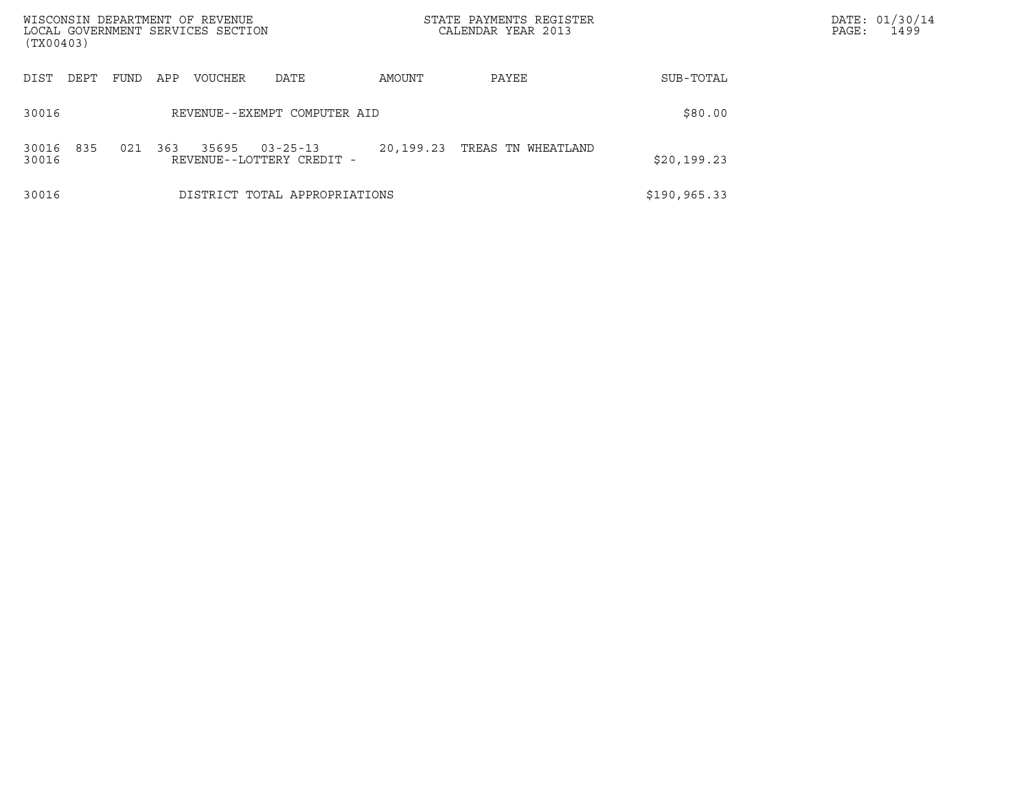| DIST | DEPT | FUND | APP | VOUCHER | DATE | AMOUNT | PAYEE | SUB-TOTAL |
|---|---|---|---|---|---|---|---|---|
| 30016 | | | | REVENUE--EXEMPT COMPUTER AID | | | | $80.00 |
| 30016 | 835 | 021 | 363 | 35695 | 03-25-13 | 20,199.23 | TREAS TN WHEATLAND | |
| 30016 | | | | REVENUE--LOTTERY CREDIT - | | | | $20,199.23 |
| 30016 | | | | DISTRICT TOTAL APPROPRIATIONS | | | | $190,965.33 |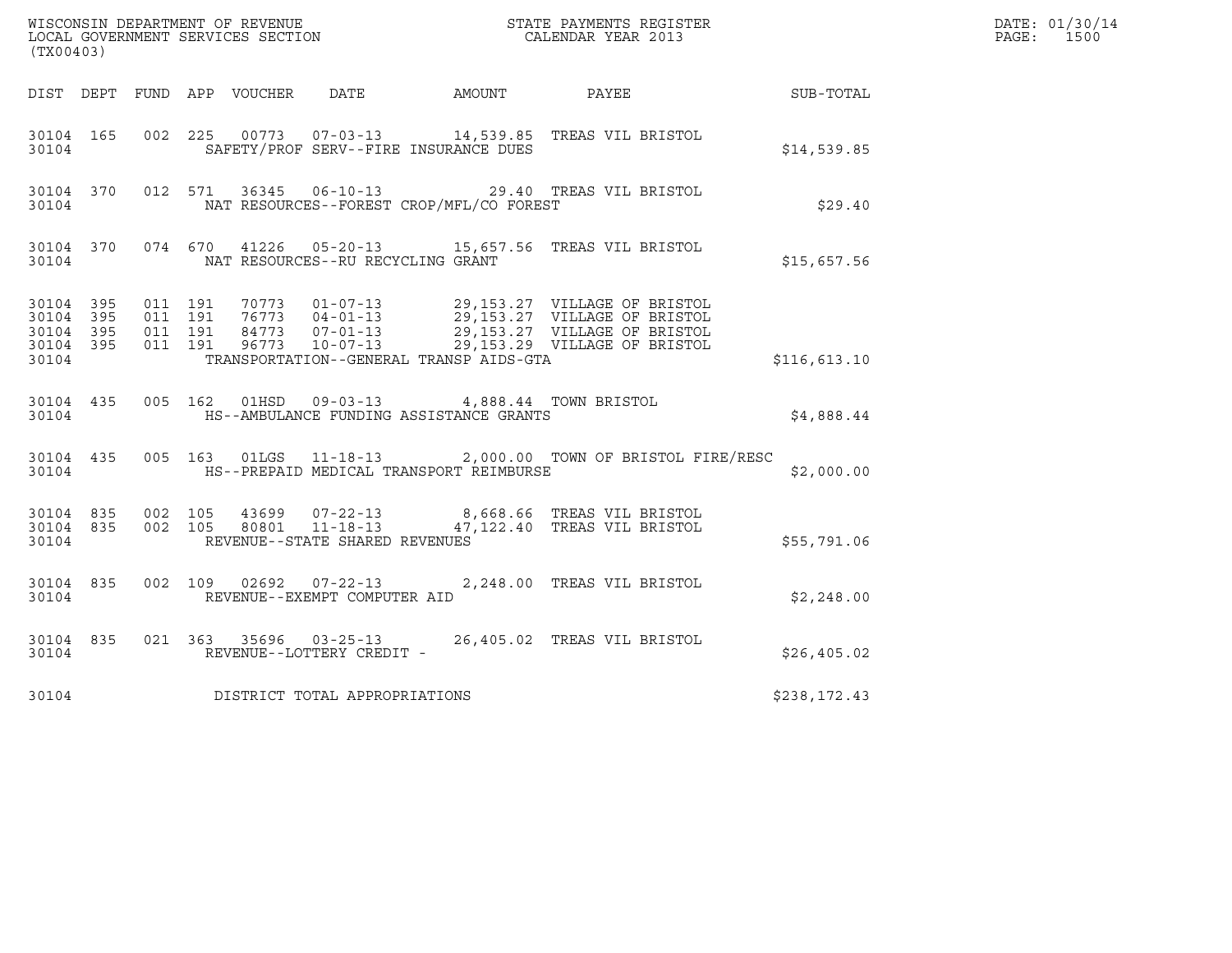WISCONSIN DEPARTMENT OF REVENUE
LOCAL GOVERNMENT SERVICES SECTION
(TX00403)

STATE PAYMENTS REGISTER
CALENDAR YEAR 2013

DATE: 01/30/14
PAGE: 1500

| DIST | DEPT | FUND | APP | VOUCHER | DATE | AMOUNT | PAYEE | SUB-TOTAL |
|---|---|---|---|---|---|---|---|---|
| 30104 | 165 | 002 | 225 | 00773 | 07-03-13 | 14,539.85 | TREAS VIL BRISTOL | |
| 30104 | | | | SAFETY/PROF SERV--FIRE INSURANCE DUES | | | | $14,539.85 |
| 30104 | 370 | 012 | 571 | 36345 | 06-10-13 | 29.40 | TREAS VIL BRISTOL | |
| 30104 | | | | NAT RESOURCES--FOREST CROP/MFL/CO FOREST | | | | $29.40 |
| 30104 | 370 | 074 | 670 | 41226 | 05-20-13 | 15,657.56 | TREAS VIL BRISTOL | |
| 30104 | | | | NAT RESOURCES--RU RECYCLING GRANT | | | | $15,657.56 |
| 30104 | 395 | 011 | 191 | 70773 | 01-07-13 | 29,153.27 | VILLAGE OF BRISTOL | |
| 30104 | 395 | 011 | 191 | 76773 | 04-01-13 | 29,153.27 | VILLAGE OF BRISTOL | |
| 30104 | 395 | 011 | 191 | 84773 | 07-01-13 | 29,153.27 | VILLAGE OF BRISTOL | |
| 30104 | 395 | 011 | 191 | 96773 | 10-07-13 | 29,153.29 | VILLAGE OF BRISTOL | |
| 30104 | | | | TRANSPORTATION--GENERAL TRANSP AIDS-GTA | | | | $116,613.10 |
| 30104 | 435 | 005 | 162 | 01HSD | 09-03-13 | 4,888.44 | TOWN BRISTOL | |
| 30104 | | | | HS--AMBULANCE FUNDING ASSISTANCE GRANTS | | | | $4,888.44 |
| 30104 | 435 | 005 | 163 | 01LGS | 11-18-13 | 2,000.00 | TOWN OF BRISTOL FIRE/RESC | |
| 30104 | | | | HS--PREPAID MEDICAL TRANSPORT REIMBURSE | | | | $2,000.00 |
| 30104 | 835 | 002 | 105 | 43699 | 07-22-13 | 8,668.66 | TREAS VIL BRISTOL | |
| 30104 | 835 | 002 | 105 | 80801 | 11-18-13 | 47,122.40 | TREAS VIL BRISTOL | |
| 30104 | | | | REVENUE--STATE SHARED REVENUES | | | | $55,791.06 |
| 30104 | 835 | 002 | 109 | 02692 | 07-22-13 | 2,248.00 | TREAS VIL BRISTOL | |
| 30104 | | | | REVENUE--EXEMPT COMPUTER AID | | | | $2,248.00 |
| 30104 | 835 | 021 | 363 | 35696 | 03-25-13 | 26,405.02 | TREAS VIL BRISTOL | |
| 30104 | | | | REVENUE--LOTTERY CREDIT - | | | | $26,405.02 |
| 30104 | | | | DISTRICT TOTAL APPROPRIATIONS | | | | $238,172.43 |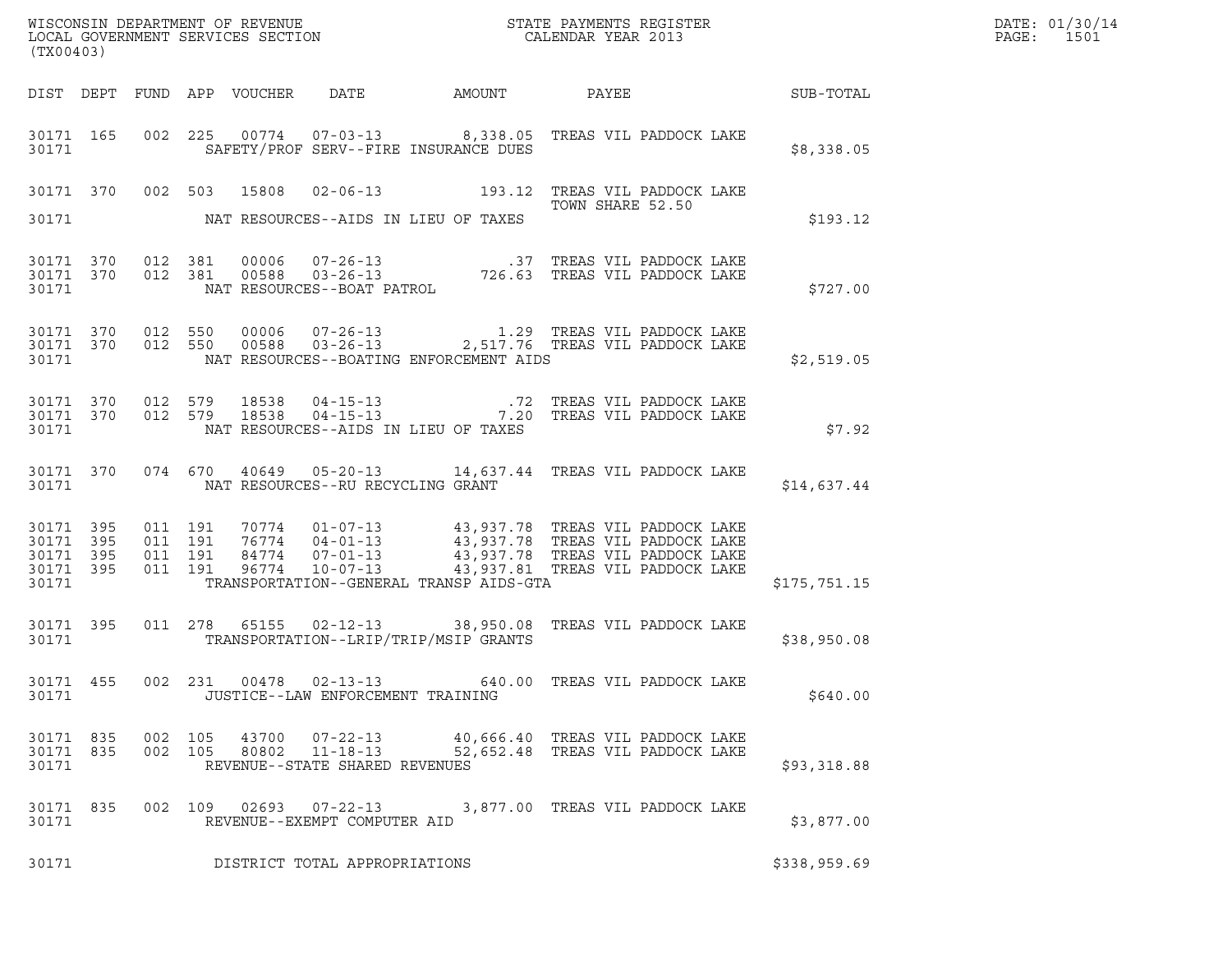WISCONSIN DEPARTMENT OF REVENUE
LOCAL GOVERNMENT SERVICES SECTION
(TX00403)

STATE PAYMENTS REGISTER
CALENDAR YEAR 2013

DATE: 01/30/14
PAGE: 1501

| DIST | DEPT | FUND | APP | VOUCHER | DATE | AMOUNT | PAYEE | SUB-TOTAL |
|---|---|---|---|---|---|---|---|---|
| 30171 | 165 | 002 | 225 | 00774 | 07-03-13 | 8,338.05 | TREAS VIL PADDOCK LAKE | |
| 30171 | | | | | SAFETY/PROF SERV--FIRE INSURANCE DUES | | | $8,338.05 |
| 30171 | 370 | 002 | 503 | 15808 | 02-06-13 | 193.12 | TREAS VIL PADDOCK LAKE TOWN SHARE 52.50 | |
| 30171 | | | | | NAT RESOURCES--AIDS IN LIEU OF TAXES | | | $193.12 |
| 30171 | 370 | 012 | 381 | 00006 | 07-26-13 | .37 | TREAS VIL PADDOCK LAKE | |
| 30171 | 370 | 012 | 381 | 00588 | 03-26-13 | 726.63 | TREAS VIL PADDOCK LAKE | |
| 30171 | | | | | NAT RESOURCES--BOAT PATROL | | | $727.00 |
| 30171 | 370 | 012 | 550 | 00006 | 07-26-13 | 1.29 | TREAS VIL PADDOCK LAKE | |
| 30171 | 370 | 012 | 550 | 00588 | 03-26-13 | 2,517.76 | TREAS VIL PADDOCK LAKE | |
| 30171 | | | | | NAT RESOURCES--BOATING ENFORCEMENT AIDS | | | $2,519.05 |
| 30171 | 370 | 012 | 579 | 18538 | 04-15-13 | .72 | TREAS VIL PADDOCK LAKE | |
| 30171 | 370 | 012 | 579 | 18538 | 04-15-13 | 7.20 | TREAS VIL PADDOCK LAKE | |
| 30171 | | | | | NAT RESOURCES--AIDS IN LIEU OF TAXES | | | $7.92 |
| 30171 | 370 | 074 | 670 | 40649 | 05-20-13 | 14,637.44 | TREAS VIL PADDOCK LAKE | |
| 30171 | | | | | NAT RESOURCES--RU RECYCLING GRANT | | | $14,637.44 |
| 30171 | 395 | 011 | 191 | 70774 | 01-07-13 | 43,937.78 | TREAS VIL PADDOCK LAKE | |
| 30171 | 395 | 011 | 191 | 76774 | 04-01-13 | 43,937.78 | TREAS VIL PADDOCK LAKE | |
| 30171 | 395 | 011 | 191 | 84774 | 07-01-13 | 43,937.78 | TREAS VIL PADDOCK LAKE | |
| 30171 | 395 | 011 | 191 | 96774 | 10-07-13 | 43,937.81 | TREAS VIL PADDOCK LAKE | |
| 30171 | | | | | TRANSPORTATION--GENERAL TRANSP AIDS-GTA | | | $175,751.15 |
| 30171 | 395 | 011 | 278 | 65155 | 02-12-13 | 38,950.08 | TREAS VIL PADDOCK LAKE | |
| 30171 | | | | | TRANSPORTATION--LRIP/TRIP/MSIP GRANTS | | | $38,950.08 |
| 30171 | 455 | 002 | 231 | 00478 | 02-13-13 | 640.00 | TREAS VIL PADDOCK LAKE | |
| 30171 | | | | | JUSTICE--LAW ENFORCEMENT TRAINING | | | $640.00 |
| 30171 | 835 | 002 | 105 | 43700 | 07-22-13 | 40,666.40 | TREAS VIL PADDOCK LAKE | |
| 30171 | 835 | 002 | 105 | 80802 | 11-18-13 | 52,652.48 | TREAS VIL PADDOCK LAKE | |
| 30171 | | | | | REVENUE--STATE SHARED REVENUES | | | $93,318.88 |
| 30171 | 835 | 002 | 109 | 02693 | 07-22-13 | 3,877.00 | TREAS VIL PADDOCK LAKE | |
| 30171 | | | | | REVENUE--EXEMPT COMPUTER AID | | | $3,877.00 |
| 30171 | | | | | DISTRICT TOTAL APPROPRIATIONS | | | $338,959.69 |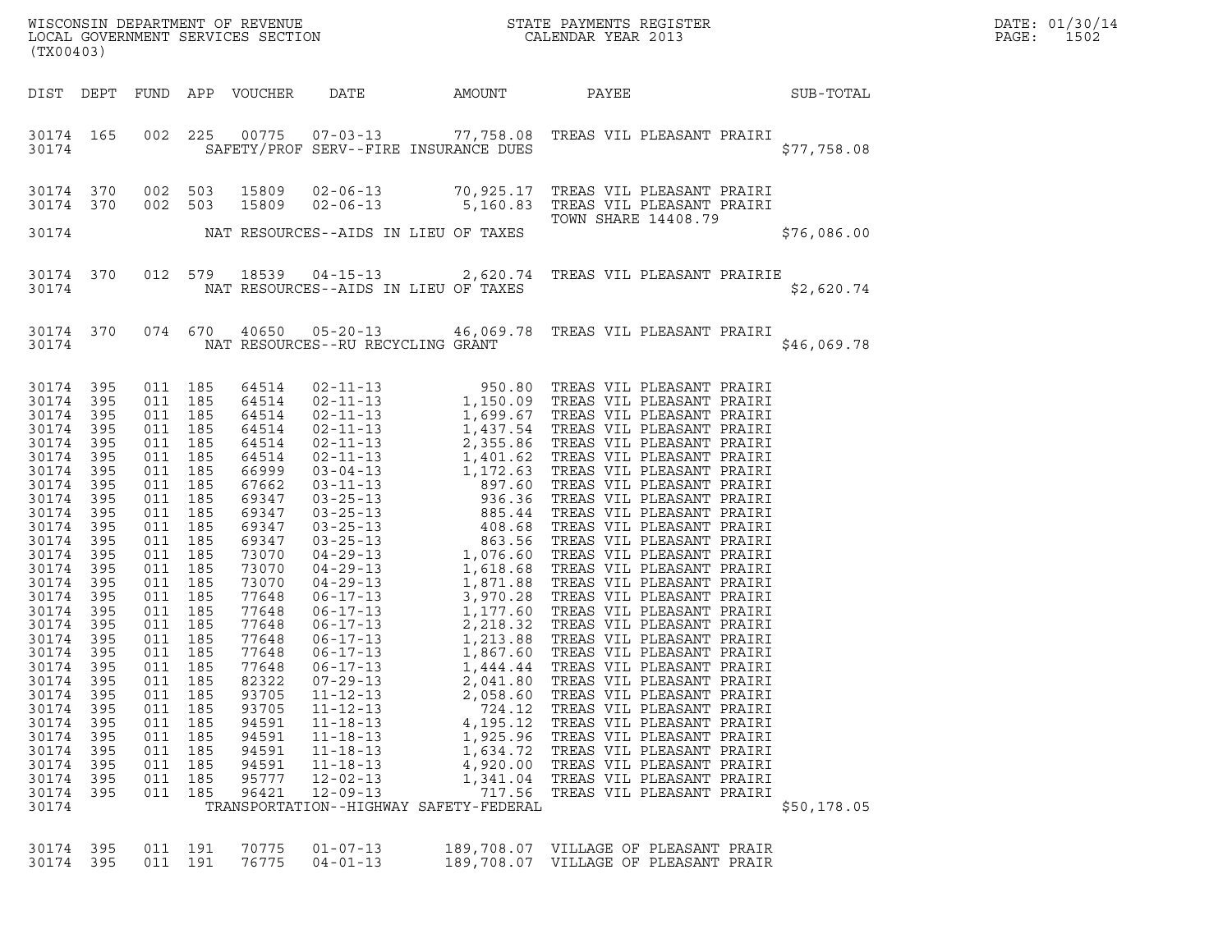WISCONSIN DEPARTMENT OF REVENUE
LOCAL GOVERNMENT SERVICES SECTION
(TX00403)

STATE PAYMENTS REGISTER
CALENDAR YEAR 2013

DATE: 01/30/14
PAGE: 1502

| DIST | DEPT | FUND | APP | VOUCHER | DATE | AMOUNT | PAYEE | SUB-TOTAL |
|---|---|---|---|---|---|---|---|---|
| 30174 | 165 | 002 | 225 | 00775 | 07-03-13 | 77,758.08 | TREAS VIL PLEASANT PRAIRI | |
| 30174 | | | | | SAFETY/PROF SERV--FIRE INSURANCE DUES | | | $77,758.08 |
| 30174 | 370 | 002 | 503 | 15809 | 02-06-13 | 70,925.17 | TREAS VIL PLEASANT PRAIRI | |
| 30174 | 370 | 002 | 503 | 15809 | 02-06-13 | 5,160.83 | TREAS VIL PLEASANT PRAIRI TOWN SHARE 14408.79 | |
| 30174 | | | | | NAT RESOURCES--AIDS IN LIEU OF TAXES | | | $76,086.00 |
| 30174 | 370 | 012 | 579 | 18539 | 04-15-13 | 2,620.74 | TREAS VIL PLEASANT PRAIRIE | |
| 30174 | | | | | NAT RESOURCES--AIDS IN LIEU OF TAXES | | | $2,620.74 |
| 30174 | 370 | 074 | 670 | 40650 | 05-20-13 | 46,069.78 | TREAS VIL PLEASANT PRAIRI | |
| 30174 | | | | | NAT RESOURCES--RU RECYCLING GRANT | | | $46,069.78 |
| 30174 | 395 | 011 | 185 | 64514 | 02-11-13 | 950.80 | TREAS VIL PLEASANT PRAIRI | |
| 30174 | 395 | 011 | 185 | 64514 | 02-11-13 | 1,150.09 | TREAS VIL PLEASANT PRAIRI | |
| 30174 | 395 | 011 | 185 | 64514 | 02-11-13 | 1,699.67 | TREAS VIL PLEASANT PRAIRI | |
| 30174 | 395 | 011 | 185 | 64514 | 02-11-13 | 1,437.54 | TREAS VIL PLEASANT PRAIRI | |
| 30174 | 395 | 011 | 185 | 64514 | 02-11-13 | 2,355.86 | TREAS VIL PLEASANT PRAIRI | |
| 30174 | 395 | 011 | 185 | 64514 | 02-11-13 | 1,401.62 | TREAS VIL PLEASANT PRAIRI | |
| 30174 | 395 | 011 | 185 | 66999 | 03-04-13 | 1,172.63 | TREAS VIL PLEASANT PRAIRI | |
| 30174 | 395 | 011 | 185 | 67662 | 03-11-13 | 897.60 | TREAS VIL PLEASANT PRAIRI | |
| 30174 | 395 | 011 | 185 | 69347 | 03-25-13 | 936.36 | TREAS VIL PLEASANT PRAIRI | |
| 30174 | 395 | 011 | 185 | 69347 | 03-25-13 | 885.44 | TREAS VIL PLEASANT PRAIRI | |
| 30174 | 395 | 011 | 185 | 69347 | 03-25-13 | 408.68 | TREAS VIL PLEASANT PRAIRI | |
| 30174 | 395 | 011 | 185 | 69347 | 03-25-13 | 863.56 | TREAS VIL PLEASANT PRAIRI | |
| 30174 | 395 | 011 | 185 | 73070 | 04-29-13 | 1,076.60 | TREAS VIL PLEASANT PRAIRI | |
| 30174 | 395 | 011 | 185 | 73070 | 04-29-13 | 1,618.68 | TREAS VIL PLEASANT PRAIRI | |
| 30174 | 395 | 011 | 185 | 73070 | 04-29-13 | 1,871.88 | TREAS VIL PLEASANT PRAIRI | |
| 30174 | 395 | 011 | 185 | 77648 | 06-17-13 | 3,970.28 | TREAS VIL PLEASANT PRAIRI | |
| 30174 | 395 | 011 | 185 | 77648 | 06-17-13 | 1,177.60 | TREAS VIL PLEASANT PRAIRI | |
| 30174 | 395 | 011 | 185 | 77648 | 06-17-13 | 2,218.32 | TREAS VIL PLEASANT PRAIRI | |
| 30174 | 395 | 011 | 185 | 77648 | 06-17-13 | 1,213.88 | TREAS VIL PLEASANT PRAIRI | |
| 30174 | 395 | 011 | 185 | 77648 | 06-17-13 | 1,867.60 | TREAS VIL PLEASANT PRAIRI | |
| 30174 | 395 | 011 | 185 | 77648 | 06-17-13 | 1,444.44 | TREAS VIL PLEASANT PRAIRI | |
| 30174 | 395 | 011 | 185 | 82322 | 07-29-13 | 2,041.80 | TREAS VIL PLEASANT PRAIRI | |
| 30174 | 395 | 011 | 185 | 93705 | 11-12-13 | 2,058.60 | TREAS VIL PLEASANT PRAIRI | |
| 30174 | 395 | 011 | 185 | 93705 | 11-12-13 | 724.12 | TREAS VIL PLEASANT PRAIRI | |
| 30174 | 395 | 011 | 185 | 94591 | 11-18-13 | 4,195.12 | TREAS VIL PLEASANT PRAIRI | |
| 30174 | 395 | 011 | 185 | 94591 | 11-18-13 | 1,925.96 | TREAS VIL PLEASANT PRAIRI | |
| 30174 | 395 | 011 | 185 | 94591 | 11-18-13 | 1,634.72 | TREAS VIL PLEASANT PRAIRI | |
| 30174 | 395 | 011 | 185 | 94591 | 11-18-13 | 4,920.00 | TREAS VIL PLEASANT PRAIRI | |
| 30174 | 395 | 011 | 185 | 95777 | 12-02-13 | 1,341.04 | TREAS VIL PLEASANT PRAIRI | |
| 30174 | 395 | 011 | 185 | 96421 | 12-09-13 | 717.56 | TREAS VIL PLEASANT PRAIRI | |
| 30174 | | | | | TRANSPORTATION--HIGHWAY SAFETY-FEDERAL | | | $50,178.05 |
| 30174 | 395 | 011 | 191 | 70775 | 01-07-13 | 189,708.07 | VILLAGE OF PLEASANT PRAIR | |
| 30174 | 395 | 011 | 191 | 76775 | 04-01-13 | 189,708.07 | VILLAGE OF PLEASANT PRAIR | |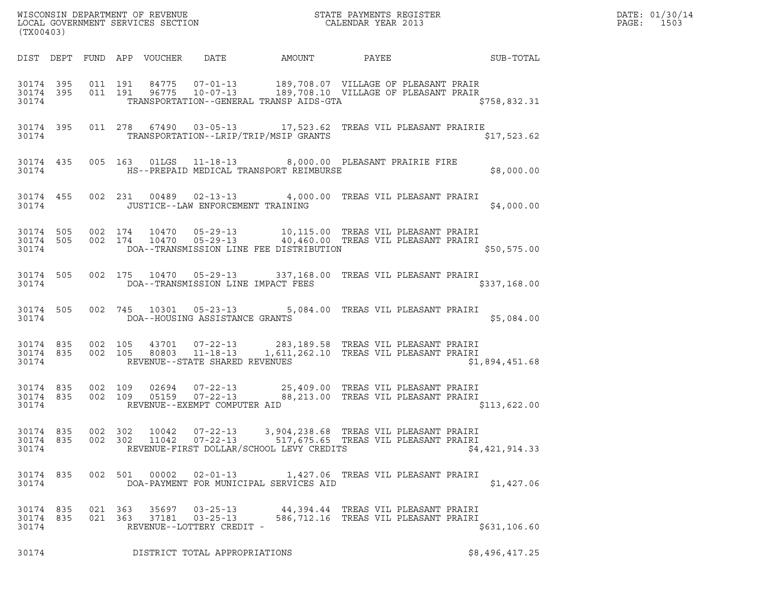WISCONSIN DEPARTMENT OF REVENUE
LOCAL GOVERNMENT SERVICES SECTION
(TX00403)

STATE PAYMENTS REGISTER
CALENDAR YEAR 2013

DATE: 01/30/14

| DIST | DEPT | FUND | APP | VOUCHER | DATE | AMOUNT | PAYEE | SUB-TOTAL |
|---|---|---|---|---|---|---|---|---|
| 30174 | 395 | 011 | 191 | 84775 | 07-01-13 | 189,708.07 | VILLAGE OF PLEASANT PRAIR | |
| 30174 | 395 | 011 | 191 | 96775 | 10-07-13 | 189,708.10 | VILLAGE OF PLEASANT PRAIR | |
| 30174 | | | | TRANSPORTATION--GENERAL TRANSP AIDS-GTA | | | | $758,832.31 |
| 30174 | 395 | 011 | 278 | 67490 | 03-05-13 | 17,523.62 | TREAS VIL PLEASANT PRAIRIE | |
| 30174 | | | | TRANSPORTATION--LRIP/TRIP/MSIP GRANTS | | | | $17,523.62 |
| 30174 | 435 | 005 | 163 | 01LGS | 11-18-13 | 8,000.00 | PLEASANT PRAIRIE FIRE | |
| 30174 | | | | HS--PREPAID MEDICAL TRANSPORT REIMBURSE | | | | $8,000.00 |
| 30174 | 455 | 002 | 231 | 00489 | 02-13-13 | 4,000.00 | TREAS VIL PLEASANT PRAIRI | |
| 30174 | | | | JUSTICE--LAW ENFORCEMENT TRAINING | | | | $4,000.00 |
| 30174 | 505 | 002 | 174 | 10470 | 05-29-13 | 10,115.00 | TREAS VIL PLEASANT PRAIRI | |
| 30174 | 505 | 002 | 174 | 10470 | 05-29-13 | 40,460.00 | TREAS VIL PLEASANT PRAIRI | |
| 30174 | | | | DOA--TRANSMISSION LINE FEE DISTRIBUTION | | | | $50,575.00 |
| 30174 | 505 | 002 | 175 | 10470 | 05-29-13 | 337,168.00 | TREAS VIL PLEASANT PRAIRI | |
| 30174 | | | | DOA--TRANSMISSION LINE IMPACT FEES | | | | $337,168.00 |
| 30174 | 505 | 002 | 745 | 10301 | 05-23-13 | 5,084.00 | TREAS VIL PLEASANT PRAIRI | |
| 30174 | | | | DOA--HOUSING ASSISTANCE GRANTS | | | | $5,084.00 |
| 30174 | 835 | 002 | 105 | 43701 | 07-22-13 | 283,189.58 | TREAS VIL PLEASANT PRAIRI | |
| 30174 | 835 | 002 | 105 | 80803 | 11-18-13 | 1,611,262.10 | TREAS VIL PLEASANT PRAIRI | |
| 30174 | | | | REVENUE--STATE SHARED REVENUES | | | | $1,894,451.68 |
| 30174 | 835 | 002 | 109 | 02694 | 07-22-13 | 25,409.00 | TREAS VIL PLEASANT PRAIRI | |
| 30174 | 835 | 002 | 109 | 05159 | 07-22-13 | 88,213.00 | TREAS VIL PLEASANT PRAIRI | |
| 30174 | | | | REVENUE--EXEMPT COMPUTER AID | | | | $113,622.00 |
| 30174 | 835 | 002 | 302 | 10042 | 07-22-13 | 3,904,238.68 | TREAS VIL PLEASANT PRAIRI | |
| 30174 | 835 | 002 | 302 | 11042 | 07-22-13 | 517,675.65 | TREAS VIL PLEASANT PRAIRI | |
| 30174 | | | | REVENUE-FIRST DOLLAR/SCHOOL LEVY CREDITS | | | | $4,421,914.33 |
| 30174 | 835 | 002 | 501 | 00002 | 02-01-13 | 1,427.06 | TREAS VIL PLEASANT PRAIRI | |
| 30174 | | | | DOA-PAYMENT FOR MUNICIPAL SERVICES AID | | | | $1,427.06 |
| 30174 | 835 | 021 | 363 | 35697 | 03-25-13 | 44,394.44 | TREAS VIL PLEASANT PRAIRI | |
| 30174 | 835 | 021 | 363 | 37181 | 03-25-13 | 586,712.16 | TREAS VIL PLEASANT PRAIRI | |
| 30174 | | | | REVENUE--LOTTERY CREDIT - | | | | $631,106.60 |
| 30174 | | | | DISTRICT TOTAL APPROPRIATIONS | | | | $8,496,417.25 |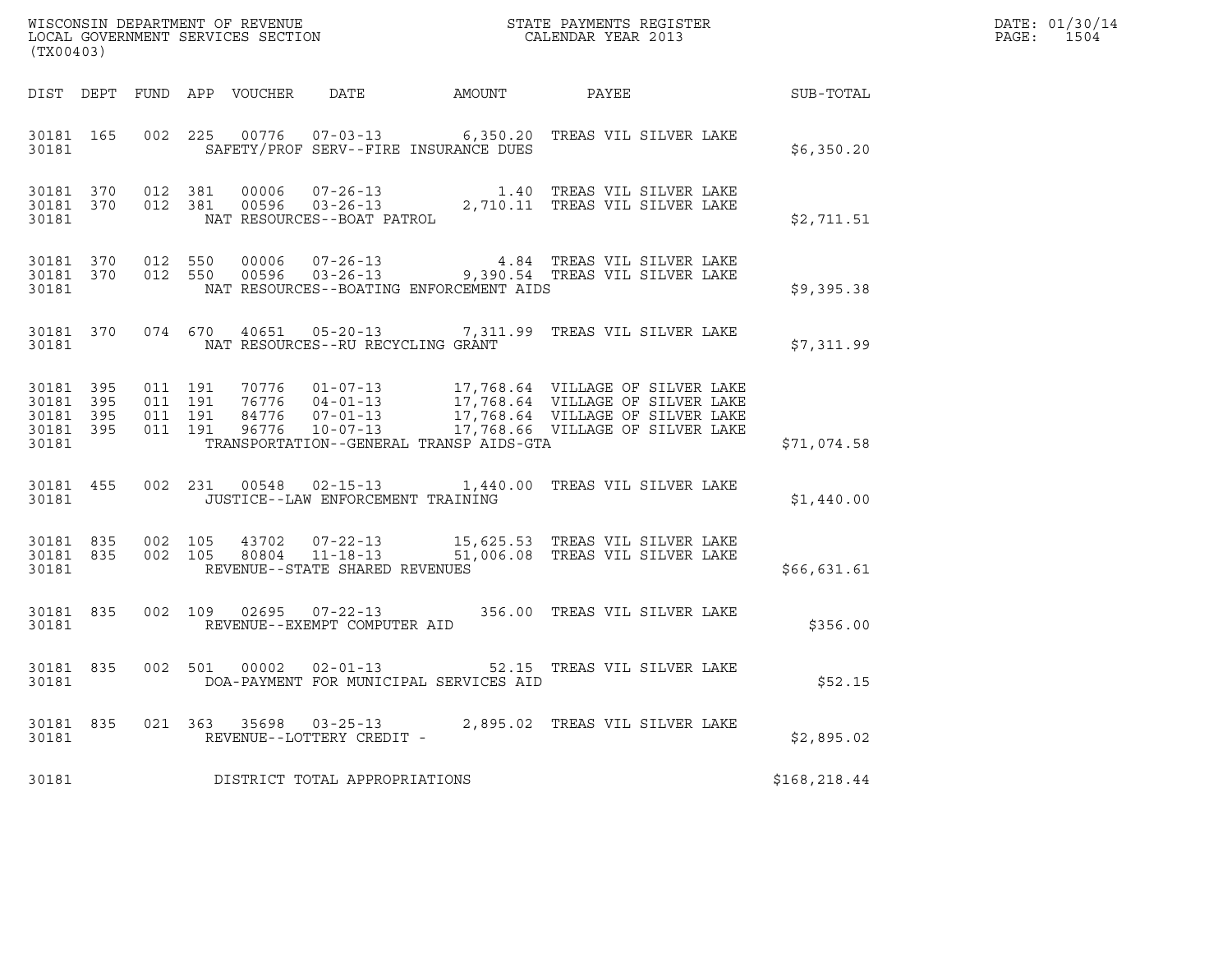WISCONSIN DEPARTMENT OF REVENUE
LOCAL GOVERNMENT SERVICES SECTION
(TX00403)

STATE PAYMENTS REGISTER
CALENDAR YEAR 2013

DATE: 01/30/14
PAGE: 1504

| DIST | DEPT | FUND | APP | VOUCHER | DATE | AMOUNT | PAYEE | SUB-TOTAL |
|---|---|---|---|---|---|---|---|---|
| 30181 | 165 | 002 | 225 | 00776 | 07-03-13 | 6,350.20 | TREAS VIL SILVER LAKE | |
| 30181 | | | | | SAFETY/PROF SERV--FIRE INSURANCE DUES | | | $6,350.20 |
| 30181 | 370 | 012 | 381 | 00006 | 07-26-13 | 1.40 | TREAS VIL SILVER LAKE | |
| 30181 | 370 | 012 | 381 | 00596 | 03-26-13 | 2,710.11 | TREAS VIL SILVER LAKE | |
| 30181 | | | | | NAT RESOURCES--BOAT PATROL | | | $2,711.51 |
| 30181 | 370 | 012 | 550 | 00006 | 07-26-13 | 4.84 | TREAS VIL SILVER LAKE | |
| 30181 | 370 | 012 | 550 | 00596 | 03-26-13 | 9,390.54 | TREAS VIL SILVER LAKE | |
| 30181 | | | | | NAT RESOURCES--BOATING ENFORCEMENT AIDS | | | $9,395.38 |
| 30181 | 370 | 074 | 670 | 40651 | 05-20-13 | 7,311.99 | TREAS VIL SILVER LAKE | |
| 30181 | | | | | NAT RESOURCES--RU RECYCLING GRANT | | | $7,311.99 |
| 30181 | 395 | 011 | 191 | 70776 | 01-07-13 | 17,768.64 | VILLAGE OF SILVER LAKE | |
| 30181 | 395 | 011 | 191 | 76776 | 04-01-13 | 17,768.64 | VILLAGE OF SILVER LAKE | |
| 30181 | 395 | 011 | 191 | 84776 | 07-01-13 | 17,768.64 | VILLAGE OF SILVER LAKE | |
| 30181 | 395 | 011 | 191 | 96776 | 10-07-13 | 17,768.66 | VILLAGE OF SILVER LAKE | |
| 30181 | | | | | TRANSPORTATION--GENERAL TRANSP AIDS-GTA | | | $71,074.58 |
| 30181 | 455 | 002 | 231 | 00548 | 02-15-13 | 1,440.00 | TREAS VIL SILVER LAKE | |
| 30181 | | | | | JUSTICE--LAW ENFORCEMENT TRAINING | | | $1,440.00 |
| 30181 | 835 | 002 | 105 | 43702 | 07-22-13 | 15,625.53 | TREAS VIL SILVER LAKE | |
| 30181 | 835 | 002 | 105 | 80804 | 11-18-13 | 51,006.08 | TREAS VIL SILVER LAKE | |
| 30181 | | | | | REVENUE--STATE SHARED REVENUES | | | $66,631.61 |
| 30181 | 835 | 002 | 109 | 02695 | 07-22-13 | 356.00 | TREAS VIL SILVER LAKE | |
| 30181 | | | | | REVENUE--EXEMPT COMPUTER AID | | | $356.00 |
| 30181 | 835 | 002 | 501 | 00002 | 02-01-13 | 52.15 | TREAS VIL SILVER LAKE | |
| 30181 | | | | | DOA-PAYMENT FOR MUNICIPAL SERVICES AID | | | $52.15 |
| 30181 | 835 | 021 | 363 | 35698 | 03-25-13 | 2,895.02 | TREAS VIL SILVER LAKE | |
| 30181 | | | | | REVENUE--LOTTERY CREDIT - | | | $2,895.02 |
| 30181 | | | | | DISTRICT TOTAL APPROPRIATIONS | | | $168,218.44 |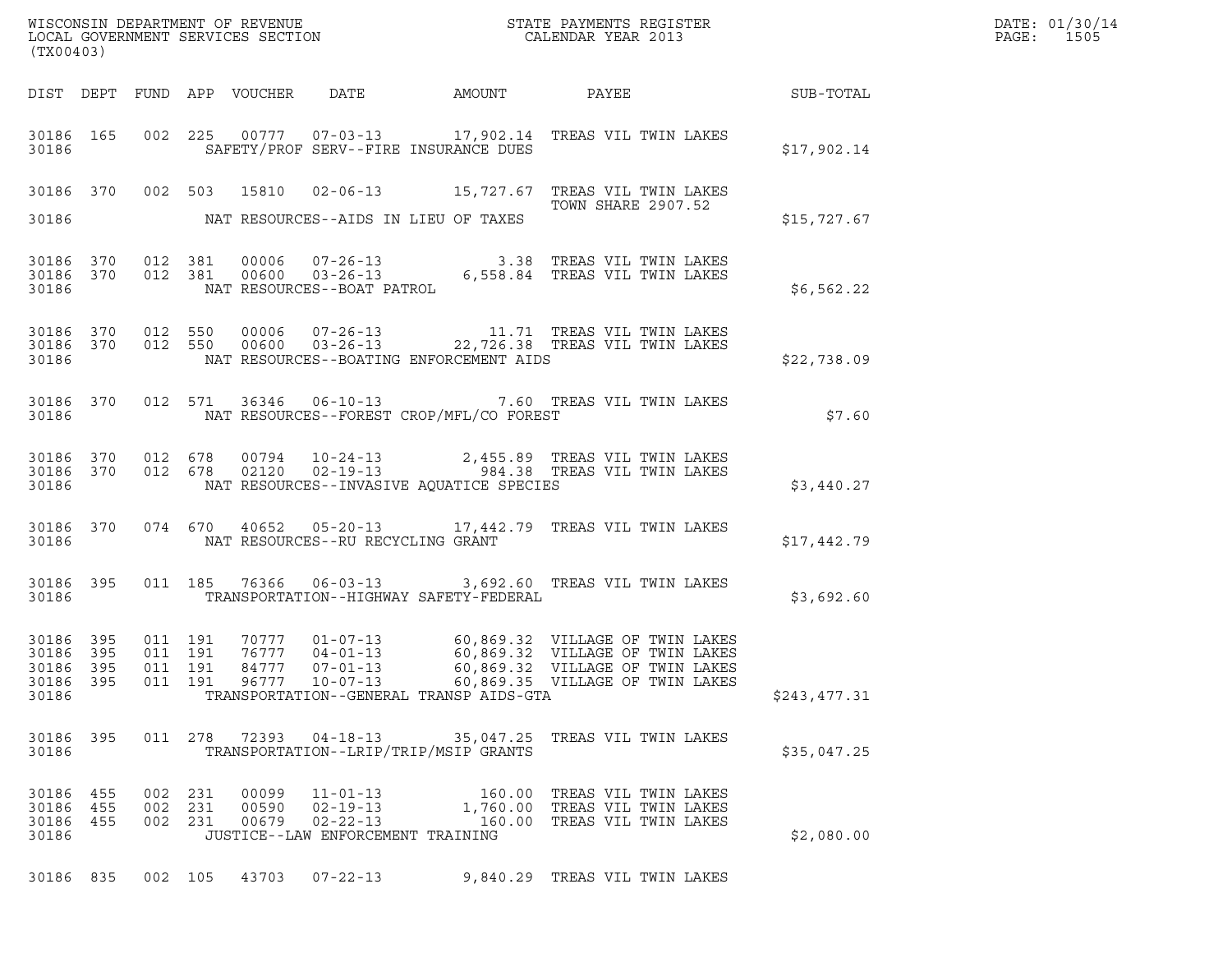WISCONSIN DEPARTMENT OF REVENUE
LOCAL GOVERNMENT SERVICES SECTION
(TX00403)

STATE PAYMENTS REGISTER
CALENDAR YEAR 2013

DATE: 01/30/14
PAGE: 1505

| DIST | DEPT | FUND | APP | VOUCHER | DATE | AMOUNT | PAYEE | SUB-TOTAL |
|---|---|---|---|---|---|---|---|---|
| 30186 | 165 | 002 | 225 | 00777 | 07-03-13 | 17,902.14 | TREAS VIL TWIN LAKES | |
| 30186 | | | | | SAFETY/PROF SERV--FIRE INSURANCE DUES | | | $17,902.14 |
| 30186 | 370 | 002 | 503 | 15810 | 02-06-13 | 15,727.67 | TREAS VIL TWIN LAKES TOWN SHARE 2907.52 | |
| 30186 | | | | | NAT RESOURCES--AIDS IN LIEU OF TAXES | | | $15,727.67 |
| 30186 | 370 | 012 | 381 | 00006 | 07-26-13 | 3.38 | TREAS VIL TWIN LAKES | |
| 30186 | 370 | 012 | 381 | 00600 | 03-26-13 | 6,558.84 | TREAS VIL TWIN LAKES | |
| 30186 | | | | | NAT RESOURCES--BOAT PATROL | | | $6,562.22 |
| 30186 | 370 | 012 | 550 | 00006 | 07-26-13 | 11.71 | TREAS VIL TWIN LAKES | |
| 30186 | 370 | 012 | 550 | 00600 | 03-26-13 | 22,726.38 | TREAS VIL TWIN LAKES | |
| 30186 | | | | | NAT RESOURCES--BOATING ENFORCEMENT AIDS | | | $22,738.09 |
| 30186 | 370 | 012 | 571 | 36346 | 06-10-13 | 7.60 | TREAS VIL TWIN LAKES | |
| 30186 | | | | | NAT RESOURCES--FOREST CROP/MFL/CO FOREST | | | $7.60 |
| 30186 | 370 | 012 | 678 | 00794 | 10-24-13 | 2,455.89 | TREAS VIL TWIN LAKES | |
| 30186 | 370 | 012 | 678 | 02120 | 02-19-13 | 984.38 | TREAS VIL TWIN LAKES | |
| 30186 | | | | | NAT RESOURCES--INVASIVE AQUATICE SPECIES | | | $3,440.27 |
| 30186 | 370 | 074 | 670 | 40652 | 05-20-13 | 17,442.79 | TREAS VIL TWIN LAKES | |
| 30186 | | | | | NAT RESOURCES--RU RECYCLING GRANT | | | $17,442.79 |
| 30186 | 395 | 011 | 185 | 76366 | 06-03-13 | 3,692.60 | TREAS VIL TWIN LAKES | |
| 30186 | | | | | TRANSPORTATION--HIGHWAY SAFETY-FEDERAL | | | $3,692.60 |
| 30186 | 395 | 011 | 191 | 70777 | 01-07-13 | 60,869.32 | VILLAGE OF TWIN LAKES | |
| 30186 | 395 | 011 | 191 | 76777 | 04-01-13 | 60,869.32 | VILLAGE OF TWIN LAKES | |
| 30186 | 395 | 011 | 191 | 84777 | 07-01-13 | 60,869.32 | VILLAGE OF TWIN LAKES | |
| 30186 | 395 | 011 | 191 | 96777 | 10-07-13 | 60,869.35 | VILLAGE OF TWIN LAKES | |
| 30186 | | | | | TRANSPORTATION--GENERAL TRANSP AIDS-GTA | | | $243,477.31 |
| 30186 | 395 | 011 | 278 | 72393 | 04-18-13 | 35,047.25 | TREAS VIL TWIN LAKES | |
| 30186 | | | | | TRANSPORTATION--LRIP/TRIP/MSIP GRANTS | | | $35,047.25 |
| 30186 | 455 | 002 | 231 | 00099 | 11-01-13 | 160.00 | TREAS VIL TWIN LAKES | |
| 30186 | 455 | 002 | 231 | 00590 | 02-19-13 | 1,760.00 | TREAS VIL TWIN LAKES | |
| 30186 | 455 | 002 | 231 | 00679 | 02-22-13 | 160.00 | TREAS VIL TWIN LAKES | |
| 30186 | | | | | JUSTICE--LAW ENFORCEMENT TRAINING | | | $2,080.00 |
| 30186 | 835 | 002 | 105 | 43703 | 07-22-13 | 9,840.29 | TREAS VIL TWIN LAKES | |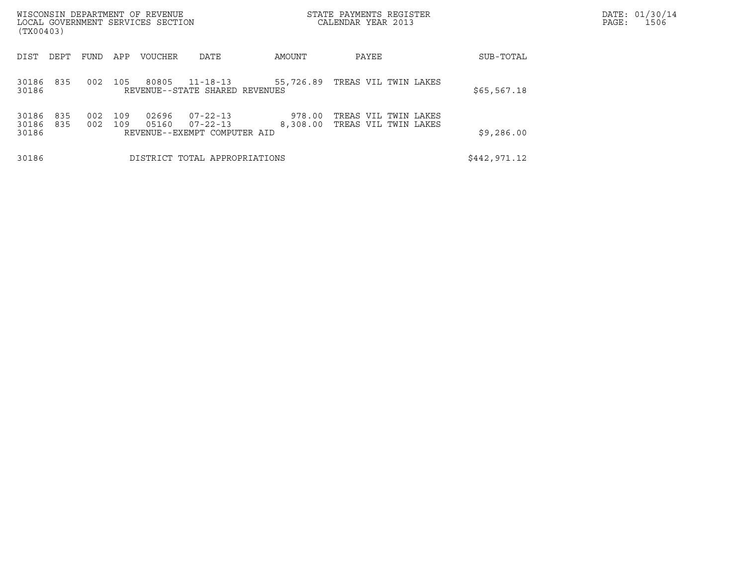WISCONSIN DEPARTMENT OF REVENUE
LOCAL GOVERNMENT SERVICES SECTION
(TX00403)

STATE PAYMENTS REGISTER
CALENDAR YEAR 2013

DATE: 01/30/14
PAGE: 1506

| DIST | DEPT | FUND | APP | VOUCHER | DATE | AMOUNT | PAYEE | SUB-TOTAL |
|---|---|---|---|---|---|---|---|---|
| 30186 | 835 | 002 | 105 | 80805 | 11-18-13 | 55,726.89 | TREAS VIL TWIN LAKES | |
| 30186 | | | | REVENUE--STATE SHARED REVENUES | | | | $65,567.18 |
| 30186 | 835 | 002 | 109 | 02696 | 07-22-13 | 978.00 | TREAS VIL TWIN LAKES | |
| 30186 | 835 | 002 | 109 | 05160 | 07-22-13 | 8,308.00 | TREAS VIL TWIN LAKES | |
| 30186 | | | | REVENUE--EXEMPT COMPUTER AID | | | | $9,286.00 |
| 30186 | | | | DISTRICT TOTAL APPROPRIATIONS | | | | $442,971.12 |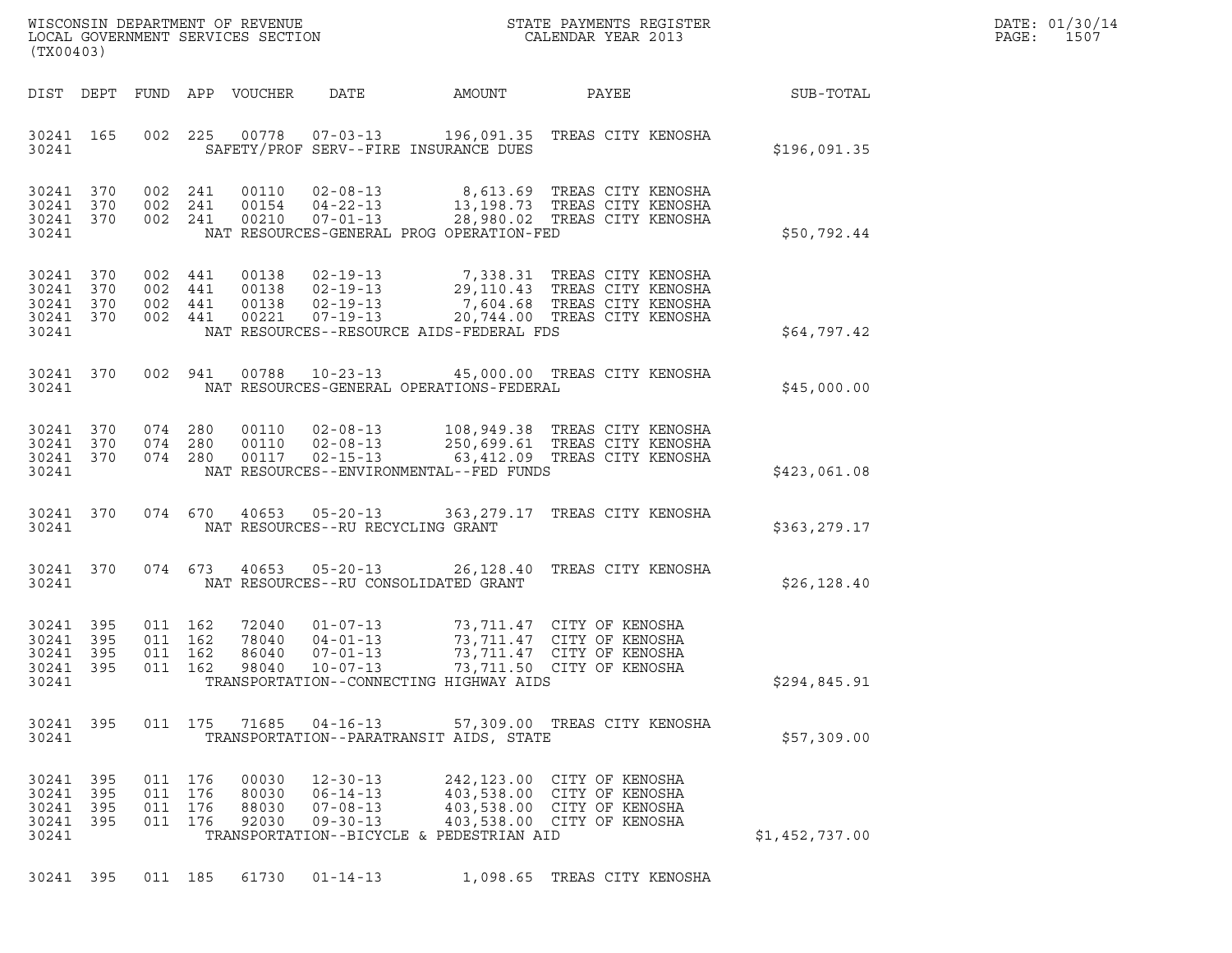WISCONSIN DEPARTMENT OF REVENUE
LOCAL GOVERNMENT SERVICES SECTION
(TX00403)

STATE PAYMENTS REGISTER
CALENDAR YEAR 2013

DATE: 01/30/14
PAGE: 1507

| DIST | DEPT | FUND | APP | VOUCHER | DATE | AMOUNT | PAYEE | SUB-TOTAL |
|---|---|---|---|---|---|---|---|---|
| 30241 | 165 | 002 | 225 | 00778 | 07-03-13 | 196,091.35 | TREAS CITY KENOSHA | |
| 30241 | | | | | SAFETY/PROF SERV--FIRE INSURANCE DUES | | | $196,091.35 |
| 30241 | 370 | 002 | 241 | 00110 | 02-08-13 | 8,613.69 | TREAS CITY KENOSHA | |
| 30241 | 370 | 002 | 241 | 00154 | 04-22-13 | 13,198.73 | TREAS CITY KENOSHA | |
| 30241 | 370 | 002 | 241 | 00210 | 07-01-13 | 28,980.02 | TREAS CITY KENOSHA | |
| 30241 | | | | | NAT RESOURCES-GENERAL PROG OPERATION-FED | | | $50,792.44 |
| 30241 | 370 | 002 | 441 | 00138 | 02-19-13 | 7,338.31 | TREAS CITY KENOSHA | |
| 30241 | 370 | 002 | 441 | 00138 | 02-19-13 | 29,110.43 | TREAS CITY KENOSHA | |
| 30241 | 370 | 002 | 441 | 00138 | 02-19-13 | 7,604.68 | TREAS CITY KENOSHA | |
| 30241 | 370 | 002 | 441 | 00221 | 07-19-13 | 20,744.00 | TREAS CITY KENOSHA | |
| 30241 | | | | | NAT RESOURCES--RESOURCE AIDS-FEDERAL FDS | | | $64,797.42 |
| 30241 | 370 | 002 | 941 | 00788 | 10-23-13 | 45,000.00 | TREAS CITY KENOSHA | |
| 30241 | | | | | NAT RESOURCES-GENERAL OPERATIONS-FEDERAL | | | $45,000.00 |
| 30241 | 370 | 074 | 280 | 00110 | 02-08-13 | 108,949.38 | TREAS CITY KENOSHA | |
| 30241 | 370 | 074 | 280 | 00110 | 02-08-13 | 250,699.61 | TREAS CITY KENOSHA | |
| 30241 | 370 | 074 | 280 | 00117 | 02-15-13 | 63,412.09 | TREAS CITY KENOSHA | |
| 30241 | | | | | NAT RESOURCES--ENVIRONMENTAL--FED FUNDS | | | $423,061.08 |
| 30241 | 370 | 074 | 670 | 40653 | 05-20-13 | 363,279.17 | TREAS CITY KENOSHA | |
| 30241 | | | | | NAT RESOURCES--RU RECYCLING GRANT | | | $363,279.17 |
| 30241 | 370 | 074 | 673 | 40653 | 05-20-13 | 26,128.40 | TREAS CITY KENOSHA | |
| 30241 | | | | | NAT RESOURCES--RU CONSOLIDATED GRANT | | | $26,128.40 |
| 30241 | 395 | 011 | 162 | 72040 | 01-07-13 | 73,711.47 | CITY OF KENOSHA | |
| 30241 | 395 | 011 | 162 | 78040 | 04-01-13 | 73,711.47 | CITY OF KENOSHA | |
| 30241 | 395 | 011 | 162 | 86040 | 07-01-13 | 73,711.47 | CITY OF KENOSHA | |
| 30241 | 395 | 011 | 162 | 98040 | 10-07-13 | 73,711.50 | CITY OF KENOSHA | |
| 30241 | | | | | TRANSPORTATION--CONNECTING HIGHWAY AIDS | | | $294,845.91 |
| 30241 | 395 | 011 | 175 | 71685 | 04-16-13 | 57,309.00 | TREAS CITY KENOSHA | |
| 30241 | | | | | TRANSPORTATION--PARATRANSIT AIDS, STATE | | | $57,309.00 |
| 30241 | 395 | 011 | 176 | 00030 | 12-30-13 | 242,123.00 | CITY OF KENOSHA | |
| 30241 | 395 | 011 | 176 | 80030 | 06-14-13 | 403,538.00 | CITY OF KENOSHA | |
| 30241 | 395 | 011 | 176 | 88030 | 07-08-13 | 403,538.00 | CITY OF KENOSHA | |
| 30241 | 395 | 011 | 176 | 92030 | 09-30-13 | 403,538.00 | CITY OF KENOSHA | |
| 30241 | | | | | TRANSPORTATION--BICYCLE & PEDESTRIAN AID | | | $1,452,737.00 |
| 30241 | 395 | 011 | 185 | 61730 | 01-14-13 | 1,098.65 | TREAS CITY KENOSHA | |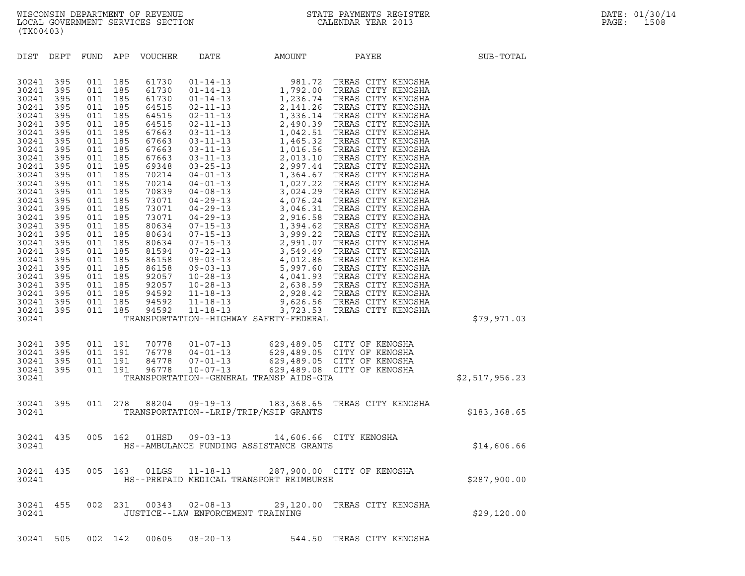| DIST | DEPT | FUND | APP | VOUCHER | DATE | AMOUNT | PAYEE | SUB-TOTAL |
|---|---|---|---|---|---|---|---|---|
| 30241 | 395 | 011 | 185 | 61730 | 01-14-13 | 981.72 | TREAS CITY KENOSHA | |
| 30241 | 395 | 011 | 185 | 61730 | 01-14-13 | 1,792.00 | TREAS CITY KENOSHA | |
| 30241 | 395 | 011 | 185 | 61730 | 01-14-13 | 1,236.74 | TREAS CITY KENOSHA | |
| 30241 | 395 | 011 | 185 | 64515 | 02-11-13 | 2,141.26 | TREAS CITY KENOSHA | |
| 30241 | 395 | 011 | 185 | 64515 | 02-11-13 | 1,336.14 | TREAS CITY KENOSHA | |
| 30241 | 395 | 011 | 185 | 64515 | 02-11-13 | 2,490.39 | TREAS CITY KENOSHA | |
| 30241 | 395 | 011 | 185 | 67663 | 03-11-13 | 1,042.51 | TREAS CITY KENOSHA | |
| 30241 | 395 | 011 | 185 | 67663 | 03-11-13 | 1,465.32 | TREAS CITY KENOSHA | |
| 30241 | 395 | 011 | 185 | 67663 | 03-11-13 | 1,016.56 | TREAS CITY KENOSHA | |
| 30241 | 395 | 011 | 185 | 67663 | 03-11-13 | 2,013.10 | TREAS CITY KENOSHA | |
| 30241 | 395 | 011 | 185 | 69348 | 03-25-13 | 2,997.44 | TREAS CITY KENOSHA | |
| 30241 | 395 | 011 | 185 | 70214 | 04-01-13 | 1,364.67 | TREAS CITY KENOSHA | |
| 30241 | 395 | 011 | 185 | 70214 | 04-01-13 | 1,027.22 | TREAS CITY KENOSHA | |
| 30241 | 395 | 011 | 185 | 70839 | 04-08-13 | 3,024.29 | TREAS CITY KENOSHA | |
| 30241 | 395 | 011 | 185 | 73071 | 04-29-13 | 4,076.24 | TREAS CITY KENOSHA | |
| 30241 | 395 | 011 | 185 | 73071 | 04-29-13 | 3,046.31 | TREAS CITY KENOSHA | |
| 30241 | 395 | 011 | 185 | 73071 | 04-29-13 | 2,916.58 | TREAS CITY KENOSHA | |
| 30241 | 395 | 011 | 185 | 80634 | 07-15-13 | 1,394.62 | TREAS CITY KENOSHA | |
| 30241 | 395 | 011 | 185 | 80634 | 07-15-13 | 3,999.22 | TREAS CITY KENOSHA | |
| 30241 | 395 | 011 | 185 | 80634 | 07-15-13 | 2,991.07 | TREAS CITY KENOSHA | |
| 30241 | 395 | 011 | 185 | 81594 | 07-22-13 | 3,549.49 | TREAS CITY KENOSHA | |
| 30241 | 395 | 011 | 185 | 86158 | 09-03-13 | 4,012.86 | TREAS CITY KENOSHA | |
| 30241 | 395 | 011 | 185 | 86158 | 09-03-13 | 5,997.60 | TREAS CITY KENOSHA | |
| 30241 | 395 | 011 | 185 | 92057 | 10-28-13 | 4,041.93 | TREAS CITY KENOSHA | |
| 30241 | 395 | 011 | 185 | 92057 | 10-28-13 | 2,638.59 | TREAS CITY KENOSHA | |
| 30241 | 395 | 011 | 185 | 94592 | 11-18-13 | 2,928.42 | TREAS CITY KENOSHA | |
| 30241 | 395 | 011 | 185 | 94592 | 11-18-13 | 9,626.56 | TREAS CITY KENOSHA | |
| 30241 | 395 | 011 | 185 | 94592 | 11-18-13 | 3,723.53 | TREAS CITY KENOSHA | |
| 30241 | | | | | TRANSPORTATION--HIGHWAY SAFETY-FEDERAL | | | $79,971.03 |
| 30241 | 395 | 011 | 191 | 70778 | 01-07-13 | 629,489.05 | CITY OF KENOSHA | |
| 30241 | 395 | 011 | 191 | 76778 | 04-01-13 | 629,489.05 | CITY OF KENOSHA | |
| 30241 | 395 | 011 | 191 | 84778 | 07-01-13 | 629,489.05 | CITY OF KENOSHA | |
| 30241 | 395 | 011 | 191 | 96778 | 10-07-13 | 629,489.08 | CITY OF KENOSHA | |
| 30241 | | | | | TRANSPORTATION--GENERAL TRANSP AIDS-GTA | | | $2,517,956.23 |
| 30241 | 395 | 011 | 278 | 88204 | 09-19-13 | 183,368.65 | TREAS CITY KENOSHA | |
| 30241 | | | | | TRANSPORTATION--LRIP/TRIP/MSIP GRANTS | | | $183,368.65 |
| 30241 | 435 | 005 | 162 | 01HSD | 09-03-13 | 14,606.66 | CITY KENOSHA | |
| 30241 | | | | | HS--AMBULANCE FUNDING ASSISTANCE GRANTS | | | $14,606.66 |
| 30241 | 435 | 005 | 163 | 01LGS | 11-18-13 | 287,900.00 | CITY OF KENOSHA | |
| 30241 | | | | | HS--PREPAID MEDICAL TRANSPORT REIMBURSE | | | $287,900.00 |
| 30241 | 455 | 002 | 231 | 00343 | 02-08-13 | 29,120.00 | TREAS CITY KENOSHA | |
| 30241 | | | | | JUSTICE--LAW ENFORCEMENT TRAINING | | | $29,120.00 |
| 30241 | 505 | 002 | 142 | 00605 | 08-20-13 | 544.50 | TREAS CITY KENOSHA | |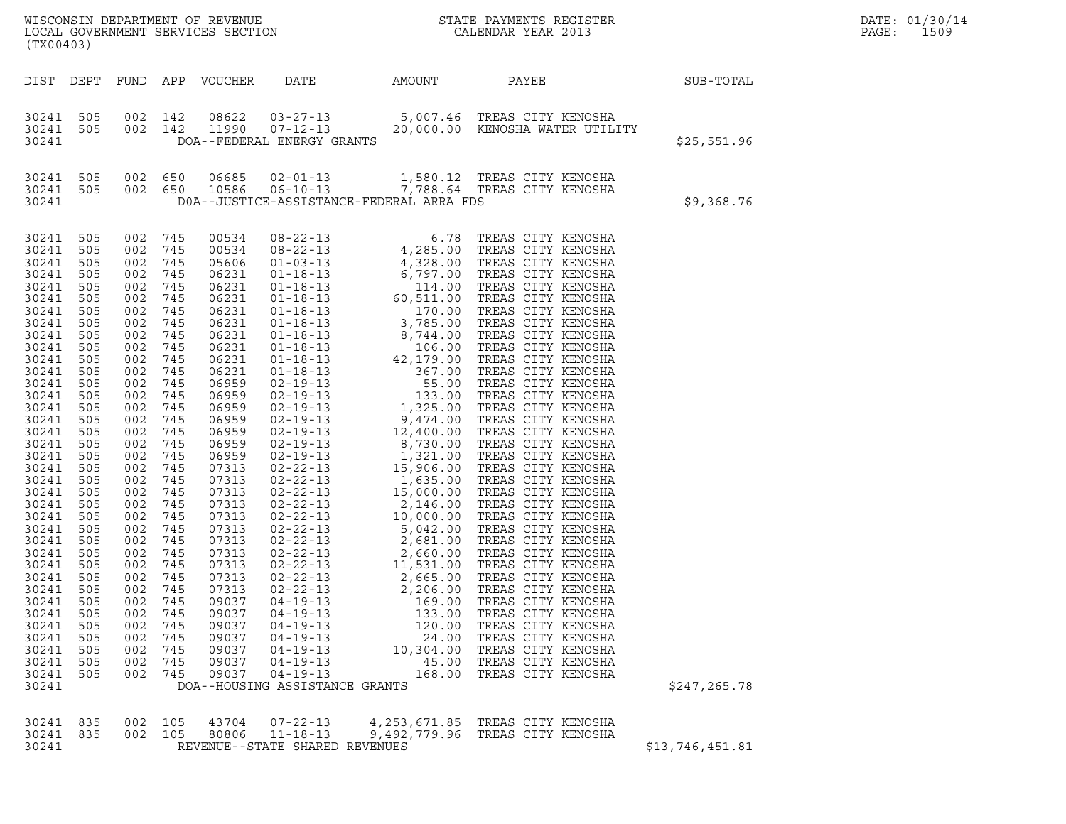WISCONSIN DEPARTMENT OF REVENUE
LOCAL GOVERNMENT SERVICES SECTION
(TX00403)

STATE PAYMENTS REGISTER
CALENDAR YEAR 2013

DATE: 01/30/14

| DIST | DEPT | FUND | APP | VOUCHER | DATE | AMOUNT | PAYEE | SUB-TOTAL |
|---|---|---|---|---|---|---|---|---|
| 30241 | 505 | 002 | 142 | 08622 | 03-27-13 | 5,007.46 | TREAS CITY KENOSHA | |
| 30241 | 505 | 002 | 142 | 11990 | 07-12-13 | 20,000.00 | KENOSHA WATER UTILITY | |
| 30241 | | | | | DOA--FEDERAL ENERGY GRANTS | | | $25,551.96 |
| 30241 | 505 | 002 | 650 | 06685 | 02-01-13 | 1,580.12 | TREAS CITY KENOSHA | |
| 30241 | 505 | 002 | 650 | 10586 | 06-10-13 | 7,788.64 | TREAS CITY KENOSHA | |
| 30241 | | | | | DOA--JUSTICE-ASSISTANCE-FEDERAL ARRA FDS | | | $9,368.76 |
| 30241 | 505 | 002 | 745 | 00534 | 08-22-13 | 6.78 | TREAS CITY KENOSHA | |
| 30241 | 505 | 002 | 745 | 00534 | 08-22-13 | 4,285.00 | TREAS CITY KENOSHA | |
| 30241 | 505 | 002 | 745 | 05606 | 01-03-13 | 4,328.00 | TREAS CITY KENOSHA | |
| 30241 | 505 | 002 | 745 | 06231 | 01-18-13 | 6,797.00 | TREAS CITY KENOSHA | |
| 30241 | 505 | 002 | 745 | 06231 | 01-18-13 | 114.00 | TREAS CITY KENOSHA | |
| 30241 | 505 | 002 | 745 | 06231 | 01-18-13 | 60,511.00 | TREAS CITY KENOSHA | |
| 30241 | 505 | 002 | 745 | 06231 | 01-18-13 | 170.00 | TREAS CITY KENOSHA | |
| 30241 | 505 | 002 | 745 | 06231 | 01-18-13 | 3,785.00 | TREAS CITY KENOSHA | |
| 30241 | 505 | 002 | 745 | 06231 | 01-18-13 | 8,744.00 | TREAS CITY KENOSHA | |
| 30241 | 505 | 002 | 745 | 06231 | 01-18-13 | 106.00 | TREAS CITY KENOSHA | |
| 30241 | 505 | 002 | 745 | 06231 | 01-18-13 | 42,179.00 | TREAS CITY KENOSHA | |
| 30241 | 505 | 002 | 745 | 06231 | 01-18-13 | 367.00 | TREAS CITY KENOSHA | |
| 30241 | 505 | 002 | 745 | 06959 | 02-19-13 | 55.00 | TREAS CITY KENOSHA | |
| 30241 | 505 | 002 | 745 | 06959 | 02-19-13 | 133.00 | TREAS CITY KENOSHA | |
| 30241 | 505 | 002 | 745 | 06959 | 02-19-13 | 1,325.00 | TREAS CITY KENOSHA | |
| 30241 | 505 | 002 | 745 | 06959 | 02-19-13 | 9,474.00 | TREAS CITY KENOSHA | |
| 30241 | 505 | 002 | 745 | 06959 | 02-19-13 | 12,400.00 | TREAS CITY KENOSHA | |
| 30241 | 505 | 002 | 745 | 06959 | 02-19-13 | 8,730.00 | TREAS CITY KENOSHA | |
| 30241 | 505 | 002 | 745 | 06959 | 02-19-13 | 1,321.00 | TREAS CITY KENOSHA | |
| 30241 | 505 | 002 | 745 | 07313 | 02-22-13 | 15,906.00 | TREAS CITY KENOSHA | |
| 30241 | 505 | 002 | 745 | 07313 | 02-22-13 | 1,635.00 | TREAS CITY KENOSHA | |
| 30241 | 505 | 002 | 745 | 07313 | 02-22-13 | 15,000.00 | TREAS CITY KENOSHA | |
| 30241 | 505 | 002 | 745 | 07313 | 02-22-13 | 2,146.00 | TREAS CITY KENOSHA | |
| 30241 | 505 | 002 | 745 | 07313 | 02-22-13 | 10,000.00 | TREAS CITY KENOSHA | |
| 30241 | 505 | 002 | 745 | 07313 | 02-22-13 | 5,042.00 | TREAS CITY KENOSHA | |
| 30241 | 505 | 002 | 745 | 07313 | 02-22-13 | 2,681.00 | TREAS CITY KENOSHA | |
| 30241 | 505 | 002 | 745 | 07313 | 02-22-13 | 2,660.00 | TREAS CITY KENOSHA | |
| 30241 | 505 | 002 | 745 | 07313 | 02-22-13 | 11,531.00 | TREAS CITY KENOSHA | |
| 30241 | 505 | 002 | 745 | 07313 | 02-22-13 | 2,665.00 | TREAS CITY KENOSHA | |
| 30241 | 505 | 002 | 745 | 07313 | 02-22-13 | 2,206.00 | TREAS CITY KENOSHA | |
| 30241 | 505 | 002 | 745 | 09037 | 04-19-13 | 169.00 | TREAS CITY KENOSHA | |
| 30241 | 505 | 002 | 745 | 09037 | 04-19-13 | 133.00 | TREAS CITY KENOSHA | |
| 30241 | 505 | 002 | 745 | 09037 | 04-19-13 | 120.00 | TREAS CITY KENOSHA | |
| 30241 | 505 | 002 | 745 | 09037 | 04-19-13 | 24.00 | TREAS CITY KENOSHA | |
| 30241 | 505 | 002 | 745 | 09037 | 04-19-13 | 10,304.00 | TREAS CITY KENOSHA | |
| 30241 | 505 | 002 | 745 | 09037 | 04-19-13 | 45.00 | TREAS CITY KENOSHA | |
| 30241 | 505 | 002 | 745 | 09037 | 04-19-13 | 168.00 | TREAS CITY KENOSHA | |
| 30241 | | | | | DOA--HOUSING ASSISTANCE GRANTS | | | $247,265.78 |
| 30241 | 835 | 002 | 105 | 43704 | 07-22-13 | 4,253,671.85 | TREAS CITY KENOSHA | |
| 30241 | 835 | 002 | 105 | 80806 | 11-18-13 | 9,492,779.96 | TREAS CITY KENOSHA | |
| 30241 | | | | | REVENUE--STATE SHARED REVENUES | | | $13,746,451.81 |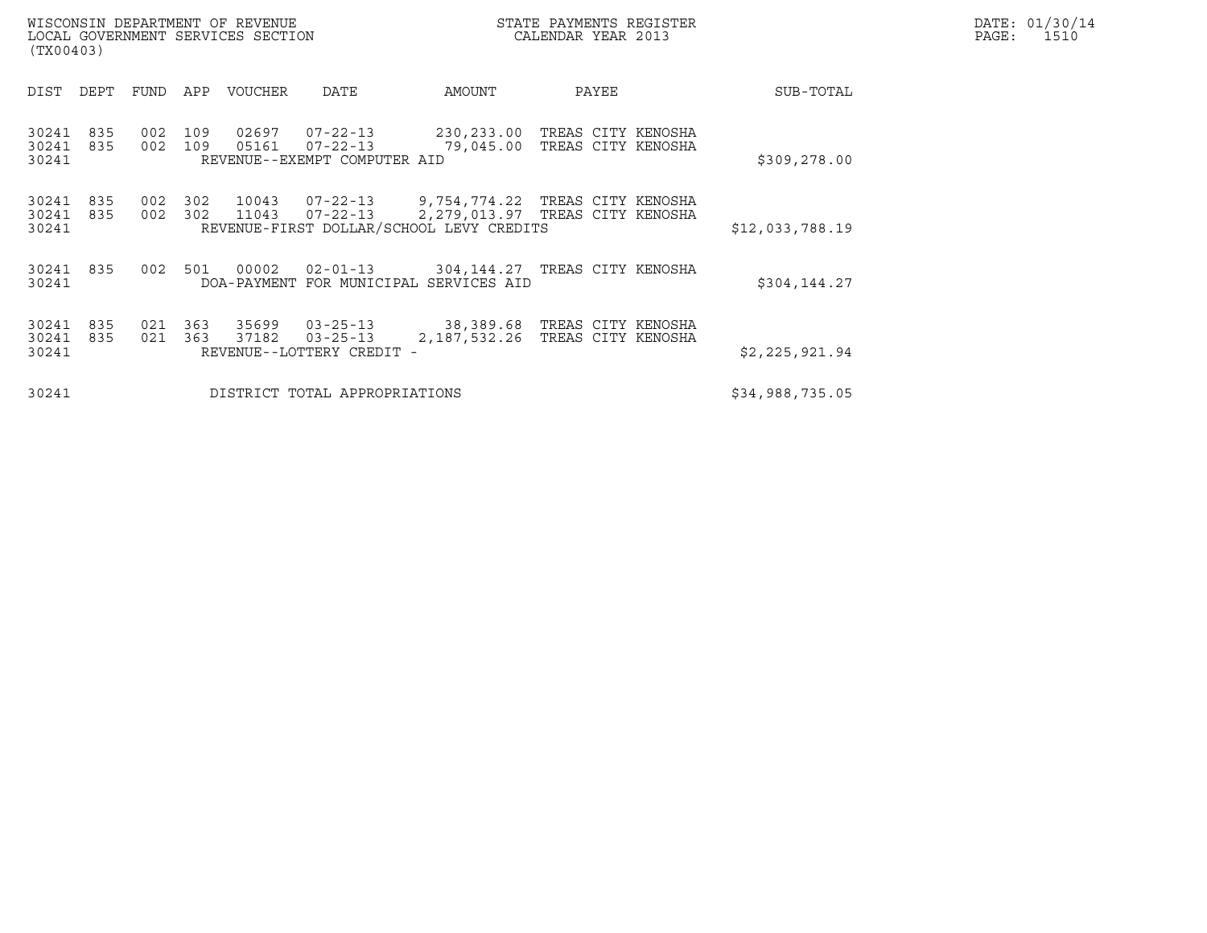WISCONSIN DEPARTMENT OF REVENUE
LOCAL GOVERNMENT SERVICES SECTION
(TX00403)

STATE PAYMENTS REGISTER
CALENDAR YEAR 2013

DATE: 01/30/14
PAGE: 1510

| DIST | DEPT | FUND | APP | VOUCHER | DATE | AMOUNT | PAYEE | SUB-TOTAL |
|---|---|---|---|---|---|---|---|---|
| 30241 | 835 | 002 | 109 | 02697 | 07-22-13 | 230,233.00 | TREAS CITY KENOSHA | |
| 30241 | 835 | 002 | 109 | 05161 | 07-22-13 | 79,045.00 | TREAS CITY KENOSHA | |
| 30241 | | | | REVENUE--EXEMPT COMPUTER AID | | | | $309,278.00 |
| 30241 | 835 | 002 | 302 | 10043 | 07-22-13 | 9,754,774.22 | TREAS CITY KENOSHA | |
| 30241 | 835 | 002 | 302 | 11043 | 07-22-13 | 2,279,013.97 | TREAS CITY KENOSHA | |
| 30241 | | | | REVENUE-FIRST DOLLAR/SCHOOL LEVY CREDITS | | | | $12,033,788.19 |
| 30241 | 835 | 002 | 501 | 00002 | 02-01-13 | 304,144.27 | TREAS CITY KENOSHA | |
| 30241 | | | | DOA-PAYMENT FOR MUNICIPAL SERVICES AID | | | | $304,144.27 |
| 30241 | 835 | 021 | 363 | 35699 | 03-25-13 | 38,389.68 | TREAS CITY KENOSHA | |
| 30241 | 835 | 021 | 363 | 37182 | 03-25-13 | 2,187,532.26 | TREAS CITY KENOSHA | |
| 30241 | | | | REVENUE--LOTTERY CREDIT - | | | | $2,225,921.94 |
| 30241 | | | | DISTRICT TOTAL APPROPRIATIONS | | | | $34,988,735.05 |